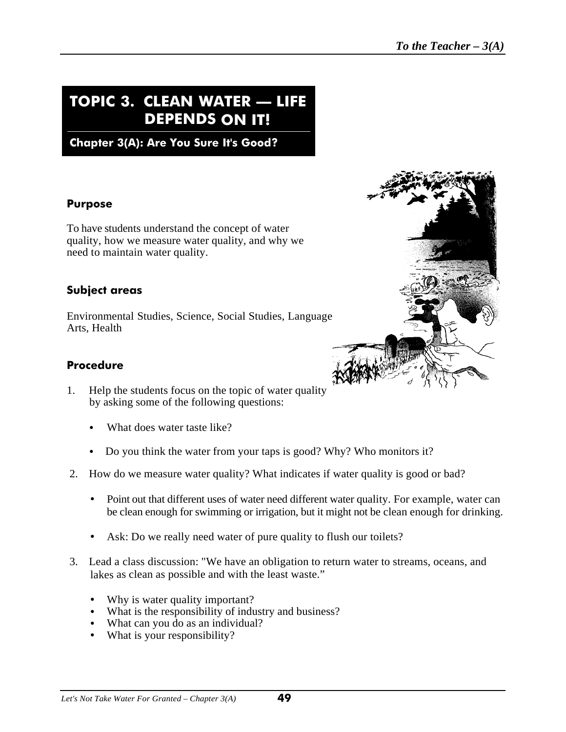# TOPIC 3. CLEAN WATER — LIFE DEPENDS ON IT!

## Chapter 3(A): Are You Sure It's Good?

### Purpose

To have students understand the concept of water quality, how we measure water quality, and why we need to maintain water quality.

### Subject areas

Environmental Studies, Science, Social Studies, Language Arts, Health

### Procedure

1. Help the students focus on the topic of water quality by asking some of the following questions:

   - What does water taste like?
   - Do you think the water from your taps is good? Why? Who monitors it?

2. How do we measure water quality? What indicates if water quality is good or bad?

   - Point out that different uses of water need different water quality. For example, water can be clean enough for swimming or irrigation, but it might not be clean enough for drinking.
   - Ask: Do we really need water of pure quality to flush our toilets?

3. Lead a class discussion: "We have an obligation to return water to streams, oceans, and lakes as clean as possible and with the least waste."

   - Why is water quality important?
   - What is the responsibility of industry and business?
   - What can you do as an individual?
   - What is your responsibility?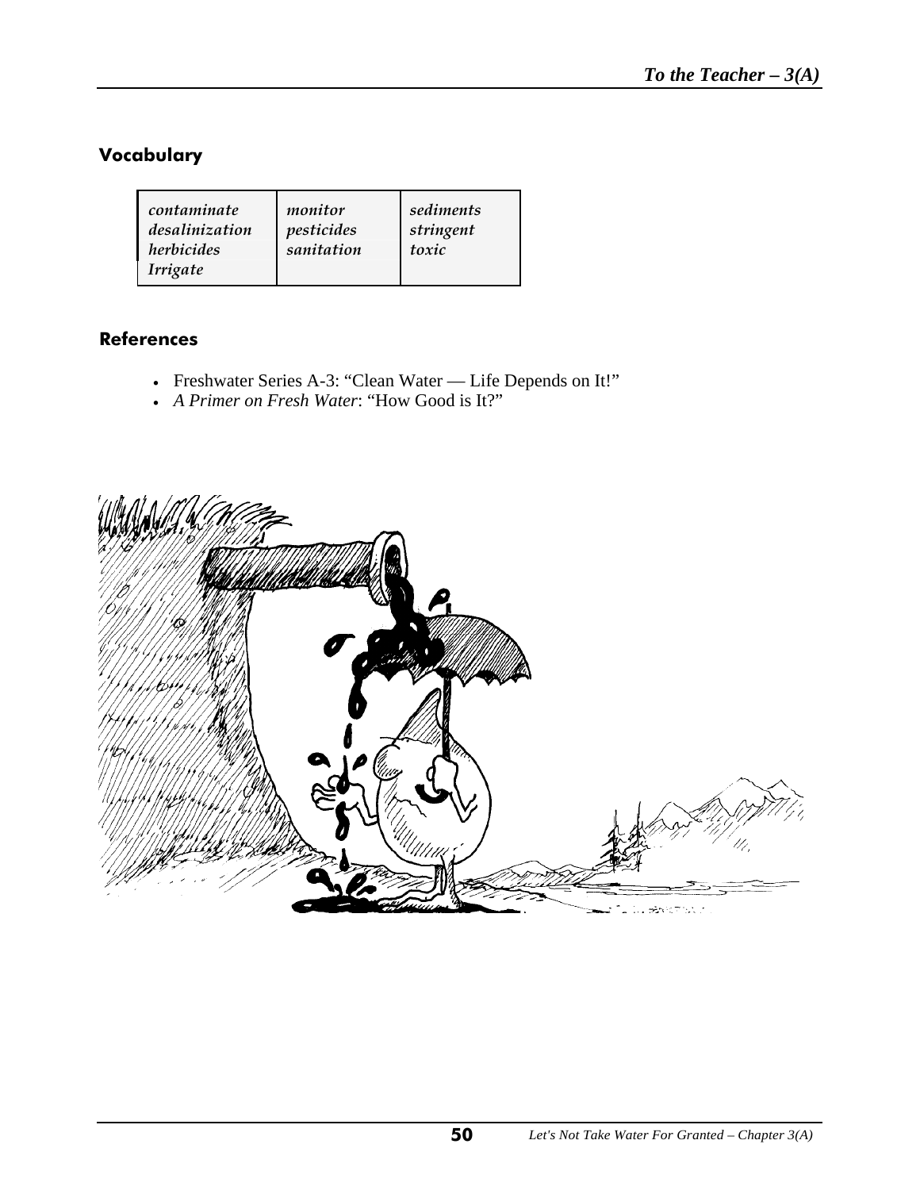## Vocabulary

| | | |
|---|---|---|
| *contaminate* | *monitor* | *sediments* |
| *desalinization* | *pesticides* | *stringent* |
| *herbicides* | *sanitation* | *toxic* |
| *Irrigate* | | |

## References

- Freshwater Series A-3: "Clean Water — Life Depends on It!"
- *A Primer on Fresh Water*: "How Good is It?"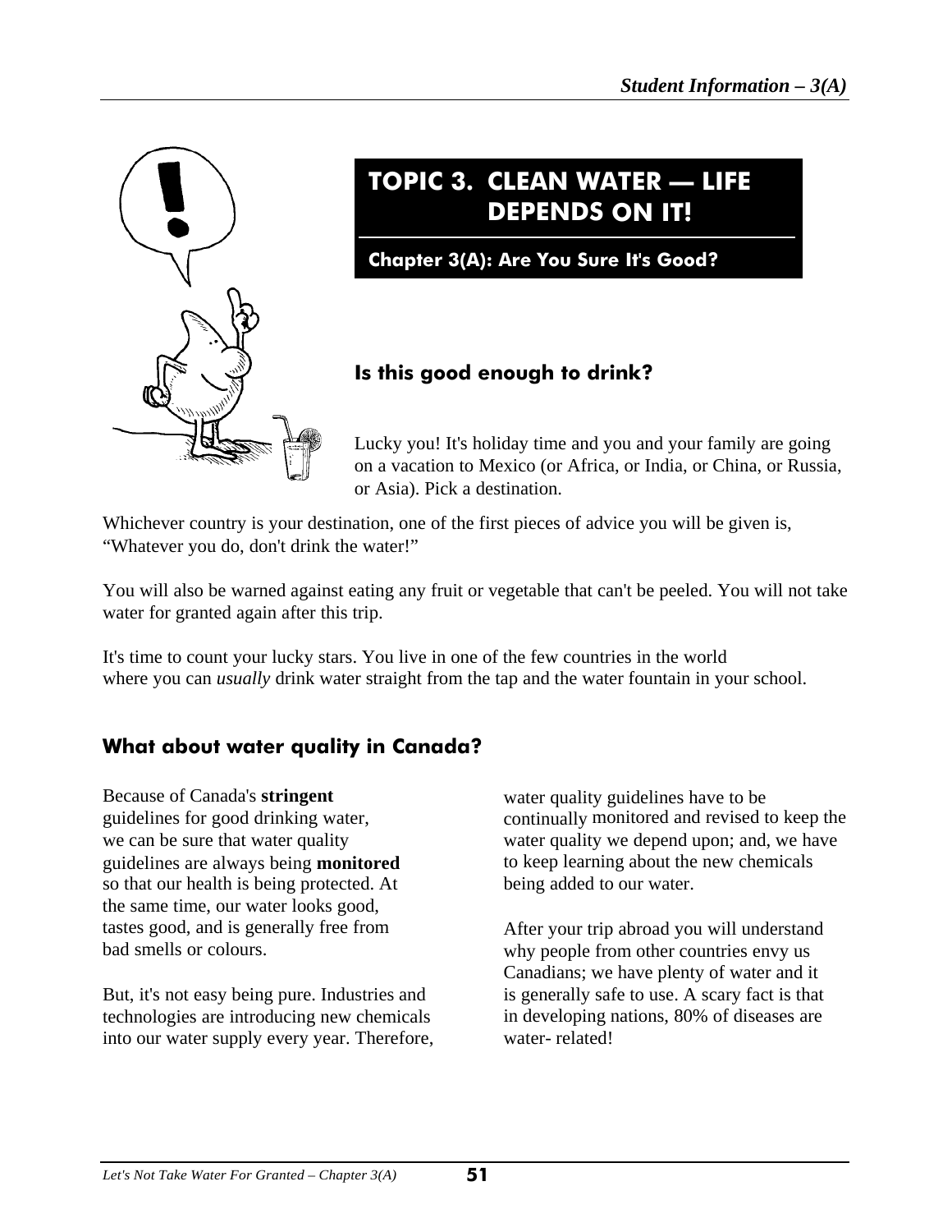# TOPIC 3. CLEAN WATER — LIFE DEPENDS ON IT!

## Chapter 3(A): Are You Sure It's Good?

### Is this good enough to drink?

Lucky you! It's holiday time and you and your family are going on a vacation to Mexico (or Africa, or India, or China, or Russia, or Asia). Pick a destination.

Whichever country is your destination, one of the first pieces of advice you will be given is, "Whatever you do, don't drink the water!"

You will also be warned against eating any fruit or vegetable that can't be peeled. You will not take water for granted again after this trip.

It's time to count your lucky stars. You live in one of the few countries in the world where you can *usually* drink water straight from the tap and the water fountain in your school.

### What about water quality in Canada?

Because of Canada's **stringent** guidelines for good drinking water, we can be sure that water quality guidelines are always being **monitored** so that our health is being protected. At the same time, our water looks good, tastes good, and is generally free from bad smells or colours.

But, it's not easy being pure. Industries and technologies are introducing new chemicals into our water supply every year. Therefore, water quality guidelines have to be continually monitored and revised to keep the water quality we depend upon; and, we have to keep learning about the new chemicals being added to our water.

After your trip abroad you will understand why people from other countries envy us Canadians; we have plenty of water and it is generally safe to use. A scary fact is that in developing nations, 80% of diseases are water- related!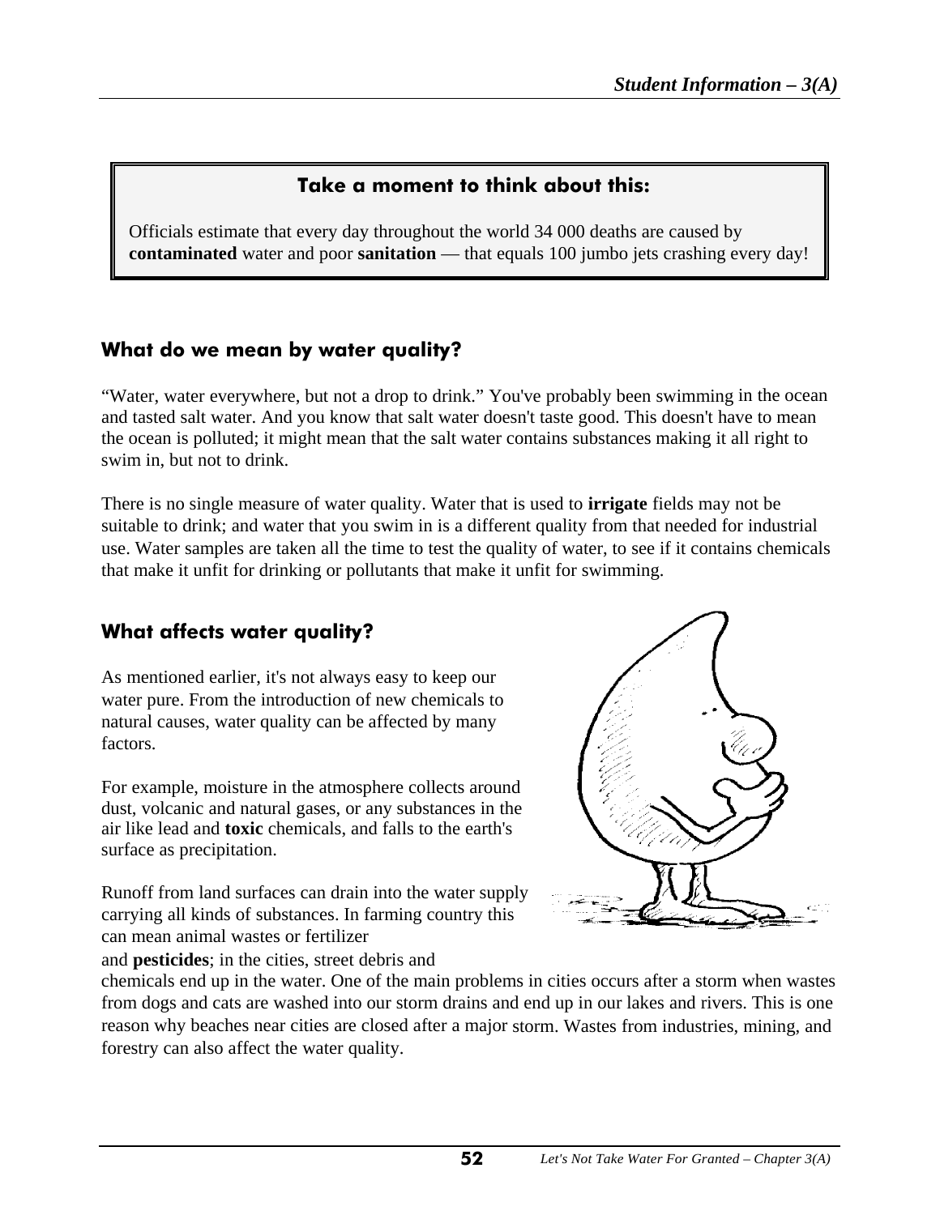## Take a moment to think about this:

Officials estimate that every day throughout the world 34 000 deaths are caused by **contaminated** water and poor **sanitation** — that equals 100 jumbo jets crashing every day!

## What do we mean by water quality?

"Water, water everywhere, but not a drop to drink." You've probably been swimming in the ocean and tasted salt water. And you know that salt water doesn't taste good. This doesn't have to mean the ocean is polluted; it might mean that the salt water contains substances making it all right to swim in, but not to drink.

There is no single measure of water quality. Water that is used to **irrigate** fields may not be suitable to drink; and water that you swim in is a different quality from that needed for industrial use. Water samples are taken all the time to test the quality of water, to see if it contains chemicals that make it unfit for drinking or pollutants that make it unfit for swimming.

## What affects water quality?

As mentioned earlier, it's not always easy to keep our water pure. From the introduction of new chemicals to natural causes, water quality can be affected by many factors.

For example, moisture in the atmosphere collects around dust, volcanic and natural gases, or any substances in the air like lead and **toxic** chemicals, and falls to the earth's surface as precipitation.

Runoff from land surfaces can drain into the water supply carrying all kinds of substances. In farming country this can mean animal wastes or fertilizer and **pesticides**; in the cities, street debris and chemicals end up in the water. One of the main problems in cities occurs after a storm when wastes from dogs and cats are washed into our storm drains and end up in our lakes and rivers. This is one reason why beaches near cities are closed after a major storm. Wastes from industries, mining, and forestry can also affect the water quality.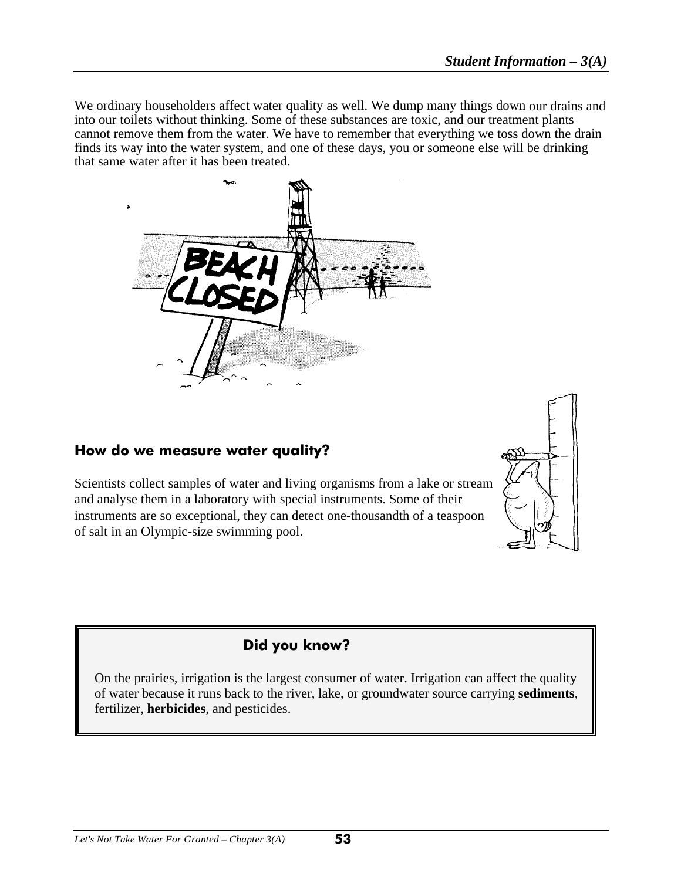We ordinary householders affect water quality as well. We dump many things down our drains and into our toilets without thinking. Some of these substances are toxic, and our treatment plants cannot remove them from the water. We have to remember that everything we toss down the drain finds its way into the water system, and one of these days, you or someone else will be drinking that same water after it has been treated.

## How do we measure water quality?

Scientists collect samples of water and living organisms from a lake or stream and analyse them in a laboratory with special instruments. Some of their instruments are so exceptional, they can detect one-thousandth of a teaspoon of salt in an Olympic-size swimming pool.

> ### Did you know?
>
> On the prairies, irrigation is the largest consumer of water. Irrigation can affect the quality of water because it runs back to the river, lake, or groundwater source carrying **sediments**, fertilizer, **herbicides**, and pesticides.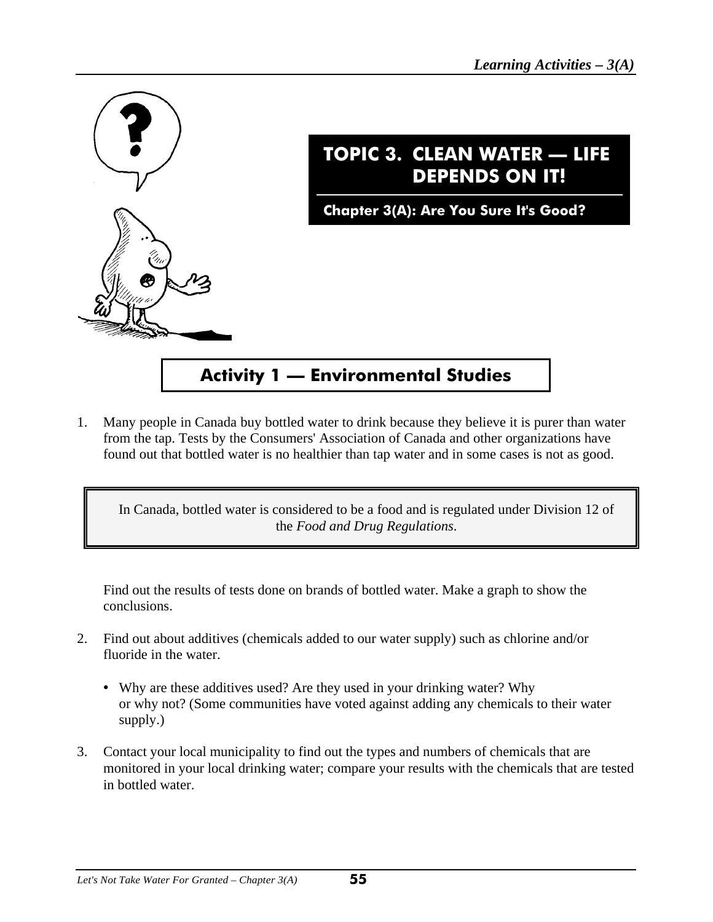# TOPIC 3. CLEAN WATER — LIFE DEPENDS ON IT!

## Chapter 3(A): Are You Sure It's Good?

### Activity 1 — Environmental Studies

1. Many people in Canada buy bottled water to drink because they believe it is purer than water from the tap. Tests by the Consumers' Association of Canada and other organizations have found out that bottled water is no healthier than tap water and in some cases is not as good.

   > In Canada, bottled water is considered to be a food and is regulated under Division 12 of the *Food and Drug Regulations*.

   Find out the results of tests done on brands of bottled water. Make a graph to show the conclusions.

2. Find out about additives (chemicals added to our water supply) such as chlorine and/or fluoride in the water.

   - Why are these additives used? Are they used in your drinking water? Why or why not? (Some communities have voted against adding any chemicals to their water supply.)

3. Contact your local municipality to find out the types and numbers of chemicals that are monitored in your local drinking water; compare your results with the chemicals that are tested in bottled water.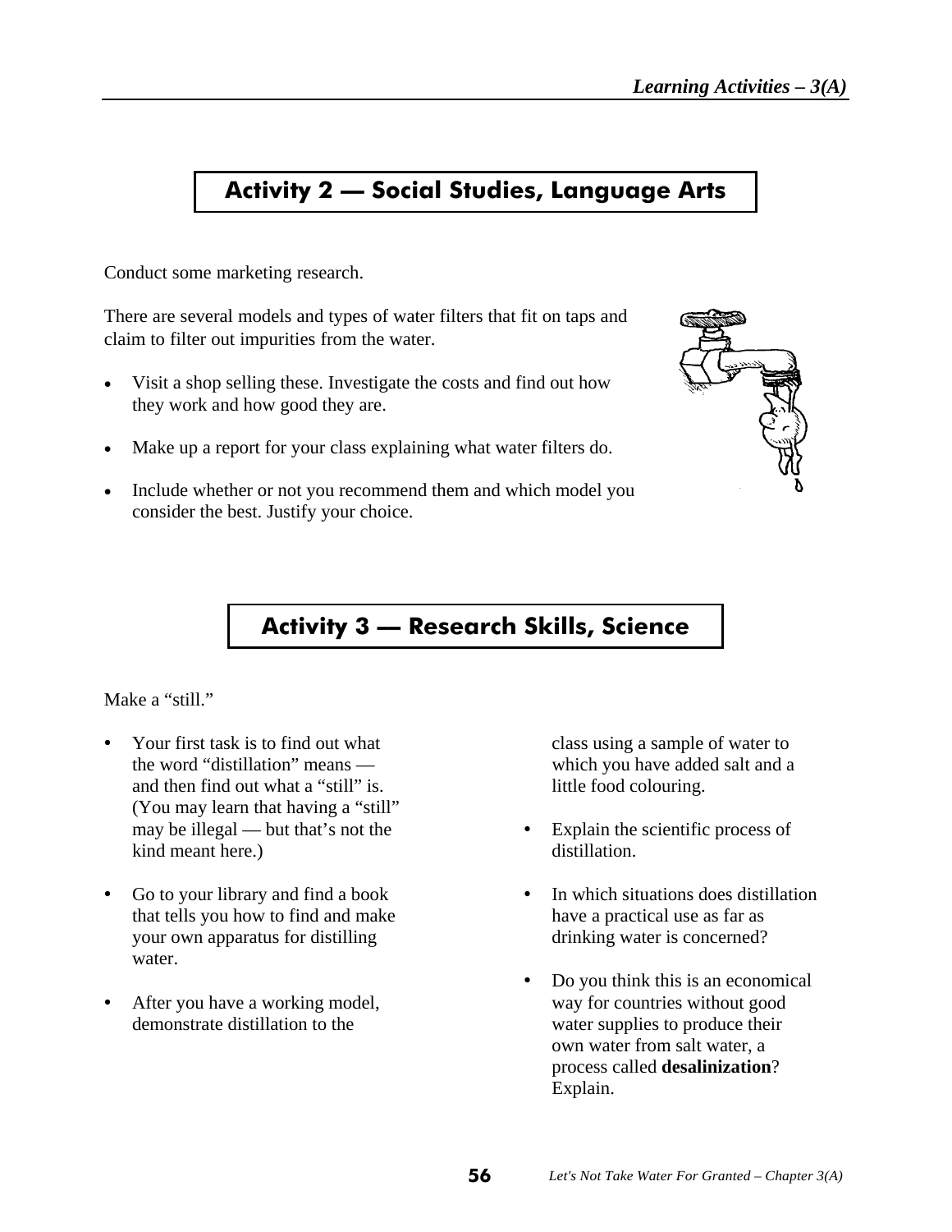## Activity 2 — Social Studies, Language Arts

Conduct some marketing research.

There are several models and types of water filters that fit on taps and claim to filter out impurities from the water.

- Visit a shop selling these. Investigate the costs and find out how they work and how good they are.
- Make up a report for your class explaining what water filters do.
- Include whether or not you recommend them and which model you consider the best. Justify your choice.

## Activity 3 — Research Skills, Science

Make a "still."

- Your first task is to find out what the word "distillation" means — and then find out what a "still" is. (You may learn that having a "still" may be illegal — but that's not the kind meant here.)
- Go to your library and find a book that tells you how to find and make your own apparatus for distilling water.
- After you have a working model, demonstrate distillation to the class using a sample of water to which you have added salt and a little food colouring.
- Explain the scientific process of distillation.
- In which situations does distillation have a practical use as far as drinking water is concerned?
- Do you think this is an economical way for countries without good water supplies to produce their own water from salt water, a process called **desalinization**? Explain.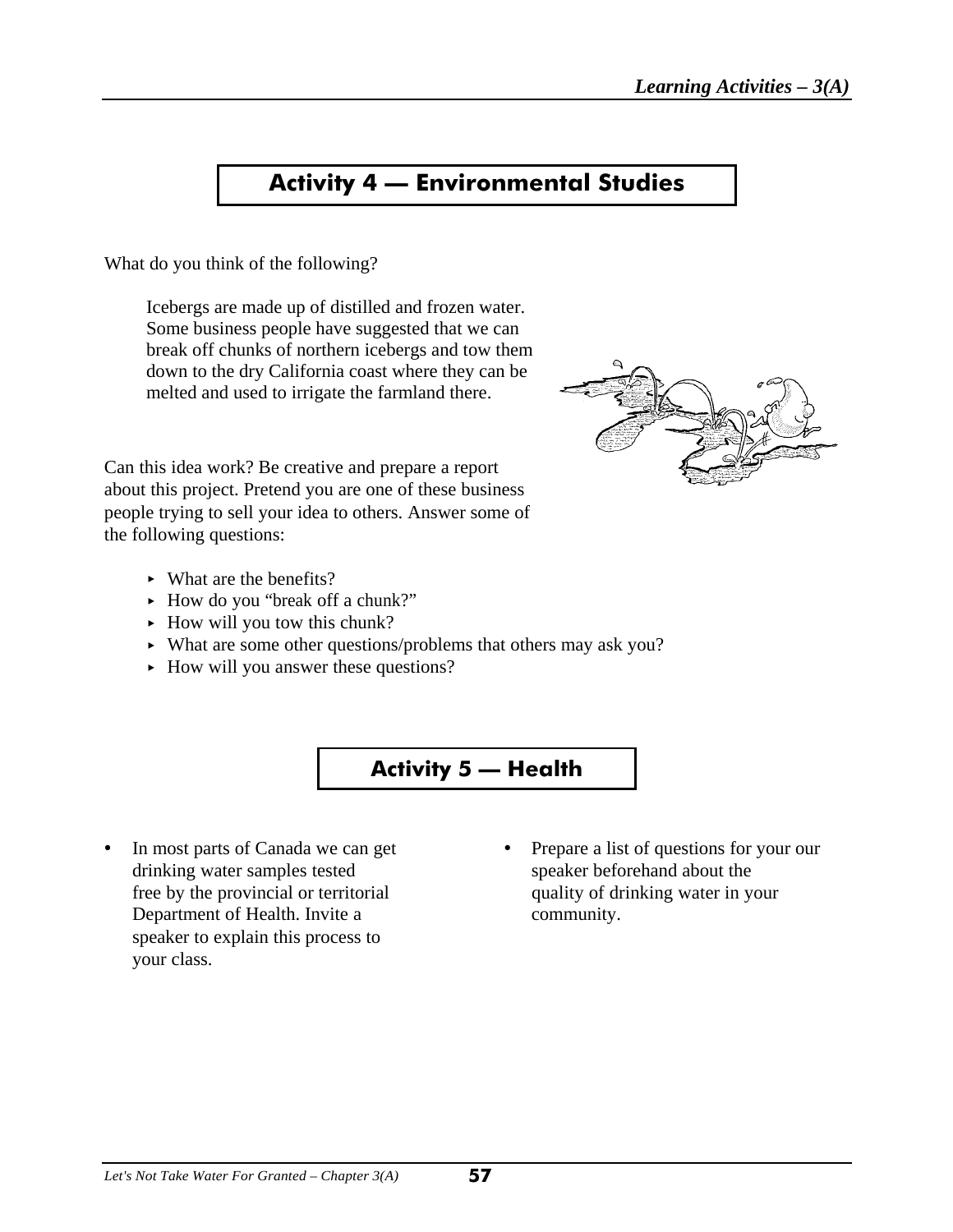## Activity 4 — Environmental Studies

What do you think of the following?

> Icebergs are made up of distilled and frozen water. Some business people have suggested that we can break off chunks of northern icebergs and tow them down to the dry California coast where they can be melted and used to irrigate the farmland there.

Can this idea work? Be creative and prepare a report about this project. Pretend you are one of these business people trying to sell your idea to others. Answer some of the following questions:

- What are the benefits?
- How do you "break off a chunk?"
- How will you tow this chunk?
- What are some other questions/problems that others may ask you?
- How will you answer these questions?

## Activity 5 — Health

- In most parts of Canada we can get drinking water samples tested free by the provincial or territorial Department of Health. Invite a speaker to explain this process to your class.
- Prepare a list of questions for your our speaker beforehand about the quality of drinking water in your community.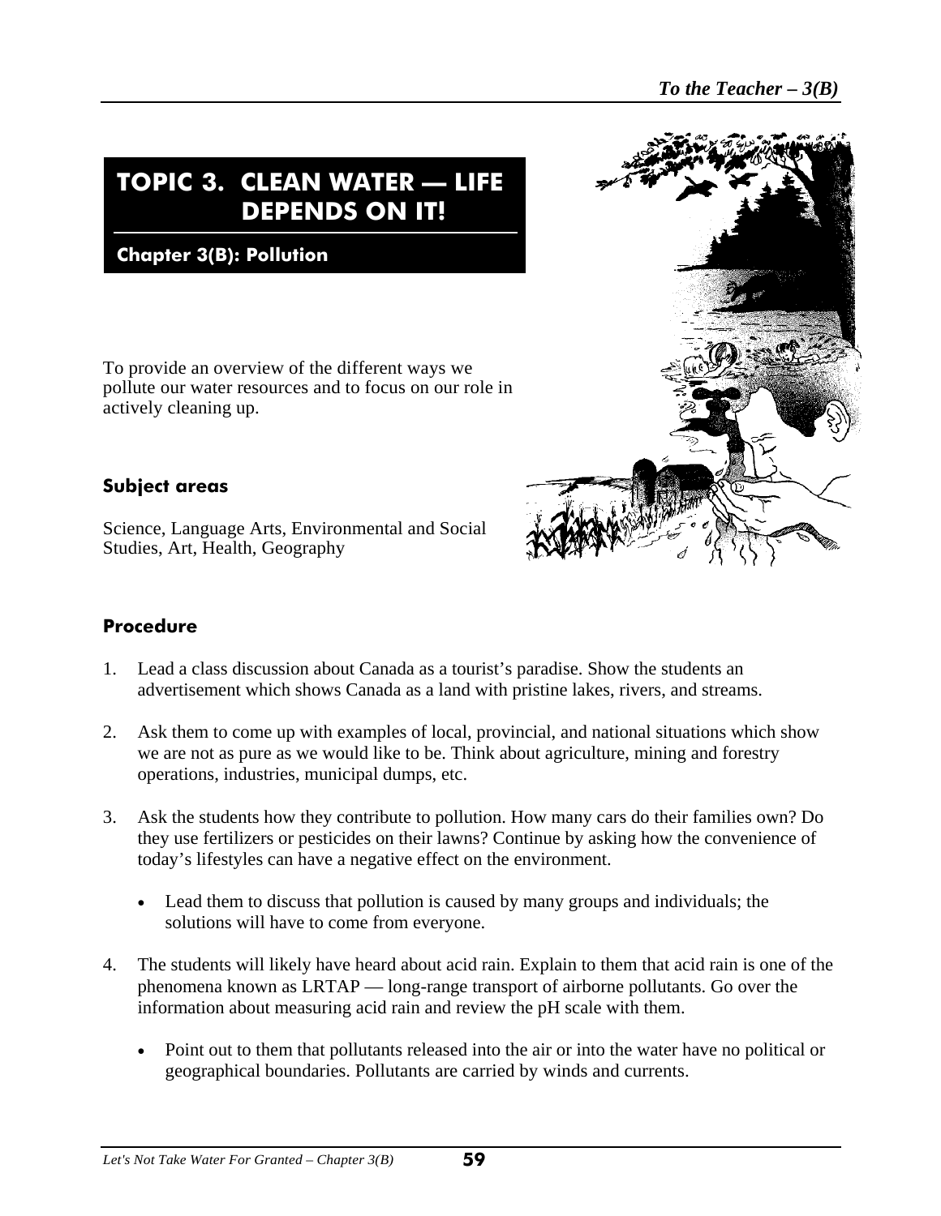# TOPIC 3. CLEAN WATER — LIFE DEPENDS ON IT!

## Chapter 3(B): Pollution

To provide an overview of the different ways we pollute our water resources and to focus on our role in actively cleaning up.

### Subject areas

Science, Language Arts, Environmental and Social Studies, Art, Health, Geography

### Procedure

1. Lead a class discussion about Canada as a tourist's paradise. Show the students an advertisement which shows Canada as a land with pristine lakes, rivers, and streams.

2. Ask them to come up with examples of local, provincial, and national situations which show we are not as pure as we would like to be. Think about agriculture, mining and forestry operations, industries, municipal dumps, etc.

3. Ask the students how they contribute to pollution. How many cars do their families own? Do they use fertilizers or pesticides on their lawns? Continue by asking how the convenience of today's lifestyles can have a negative effect on the environment.

   - Lead them to discuss that pollution is caused by many groups and individuals; the solutions will have to come from everyone.

4. The students will likely have heard about acid rain. Explain to them that acid rain is one of the phenomena known as LRTAP — long-range transport of airborne pollutants. Go over the information about measuring acid rain and review the pH scale with them.

   - Point out to them that pollutants released into the air or into the water have no political or geographical boundaries. Pollutants are carried by winds and currents.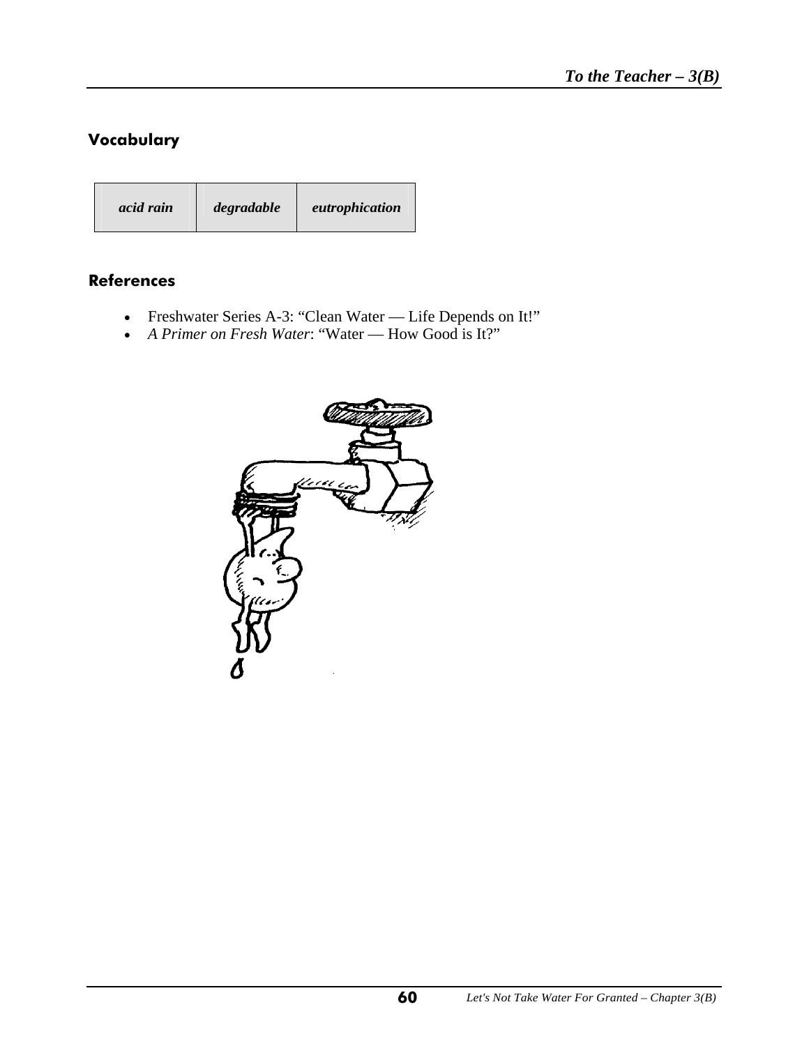## Vocabulary

| *acid rain* | *degradable* | *eutrophication* |
|---|---|---|

## References

- Freshwater Series A-3: "Clean Water — Life Depends on It!"
- *A Primer on Fresh Water*: "Water — How Good is It?"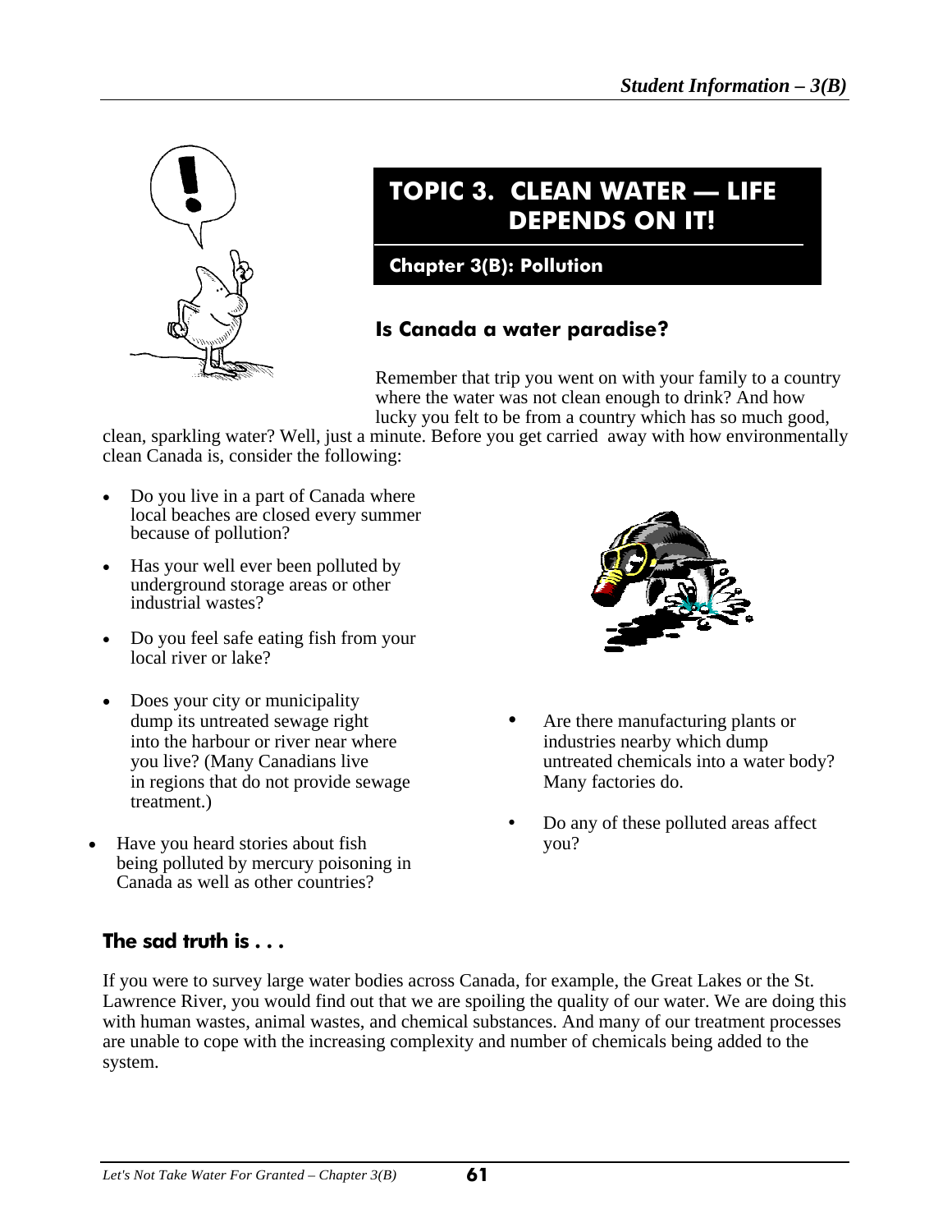# TOPIC 3. CLEAN WATER — LIFE DEPENDS ON IT!

## Chapter 3(B): Pollution

### Is Canada a water paradise?

Remember that trip you went on with your family to a country where the water was not clean enough to drink? And how lucky you felt to be from a country which has so much good, clean, sparkling water? Well, just a minute. Before you get carried away with how environmentally clean Canada is, consider the following:

- Do you live in a part of Canada where local beaches are closed every summer because of pollution?
- Has your well ever been polluted by underground storage areas or other industrial wastes?
- Do you feel safe eating fish from your local river or lake?
- Does your city or municipality dump its untreated sewage right into the harbour or river near where you live? (Many Canadians live in regions that do not provide sewage treatment.)
- Have you heard stories about fish being polluted by mercury poisoning in Canada as well as other countries?
- Are there manufacturing plants or industries nearby which dump untreated chemicals into a water body? Many factories do.
- Do any of these polluted areas affect you?

### The sad truth is . . .

If you were to survey large water bodies across Canada, for example, the Great Lakes or the St. Lawrence River, you would find out that we are spoiling the quality of our water. We are doing this with human wastes, animal wastes, and chemical substances. And many of our treatment processes are unable to cope with the increasing complexity and number of chemicals being added to the system.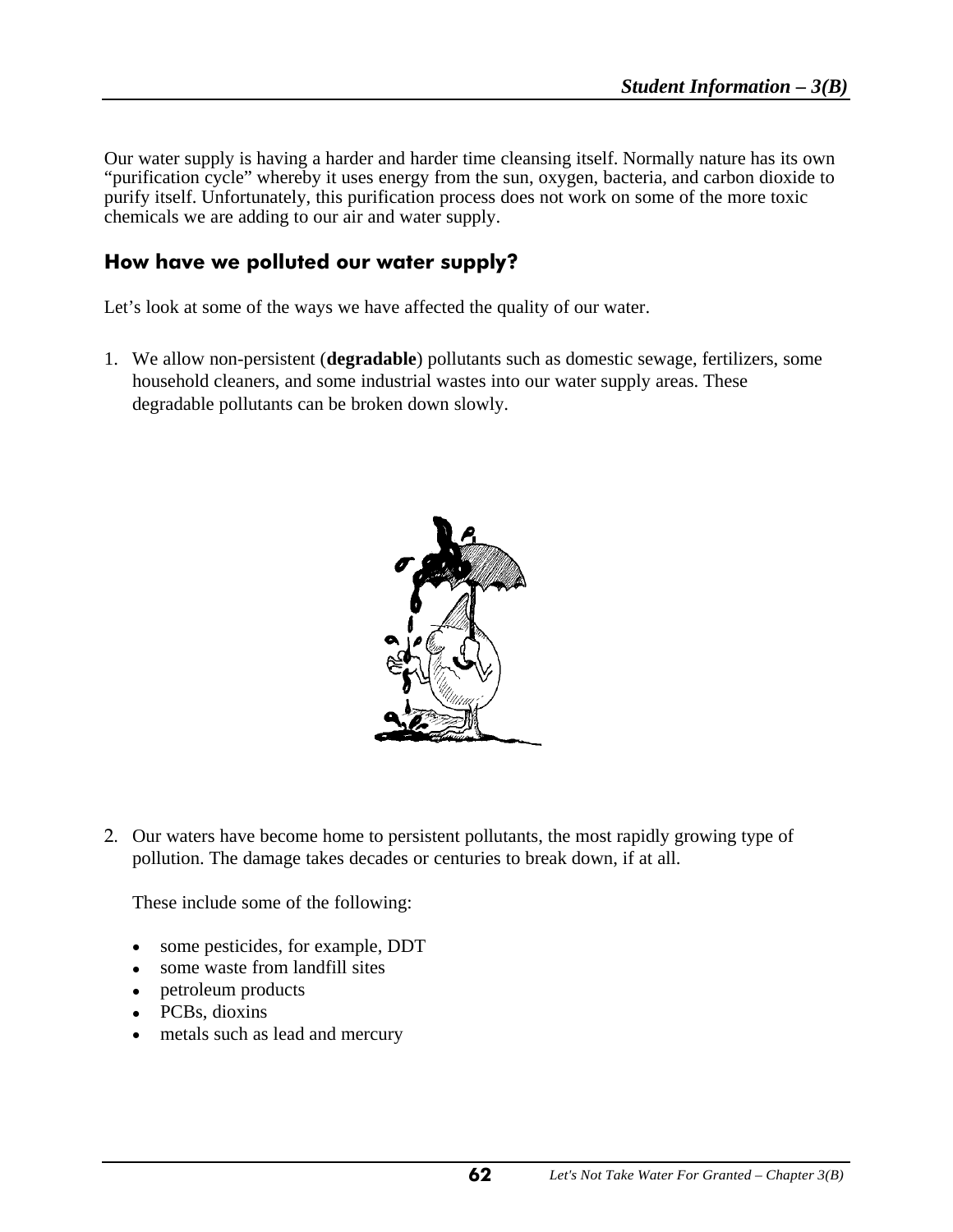Our water supply is having a harder and harder time cleansing itself. Normally nature has its own "purification cycle" whereby it uses energy from the sun, oxygen, bacteria, and carbon dioxide to purify itself. Unfortunately, this purification process does not work on some of the more toxic chemicals we are adding to our air and water supply.

## How have we polluted our water supply?

Let's look at some of the ways we have affected the quality of our water.

1. We allow non-persistent (**degradable**) pollutants such as domestic sewage, fertilizers, some household cleaners, and some industrial wastes into our water supply areas. These degradable pollutants can be broken down slowly.

2. Our waters have become home to persistent pollutants, the most rapidly growing type of pollution. The damage takes decades or centuries to break down, if at all.

   These include some of the following:

   - some pesticides, for example, DDT
   - some waste from landfill sites
   - petroleum products
   - PCBs, dioxins
   - metals such as lead and mercury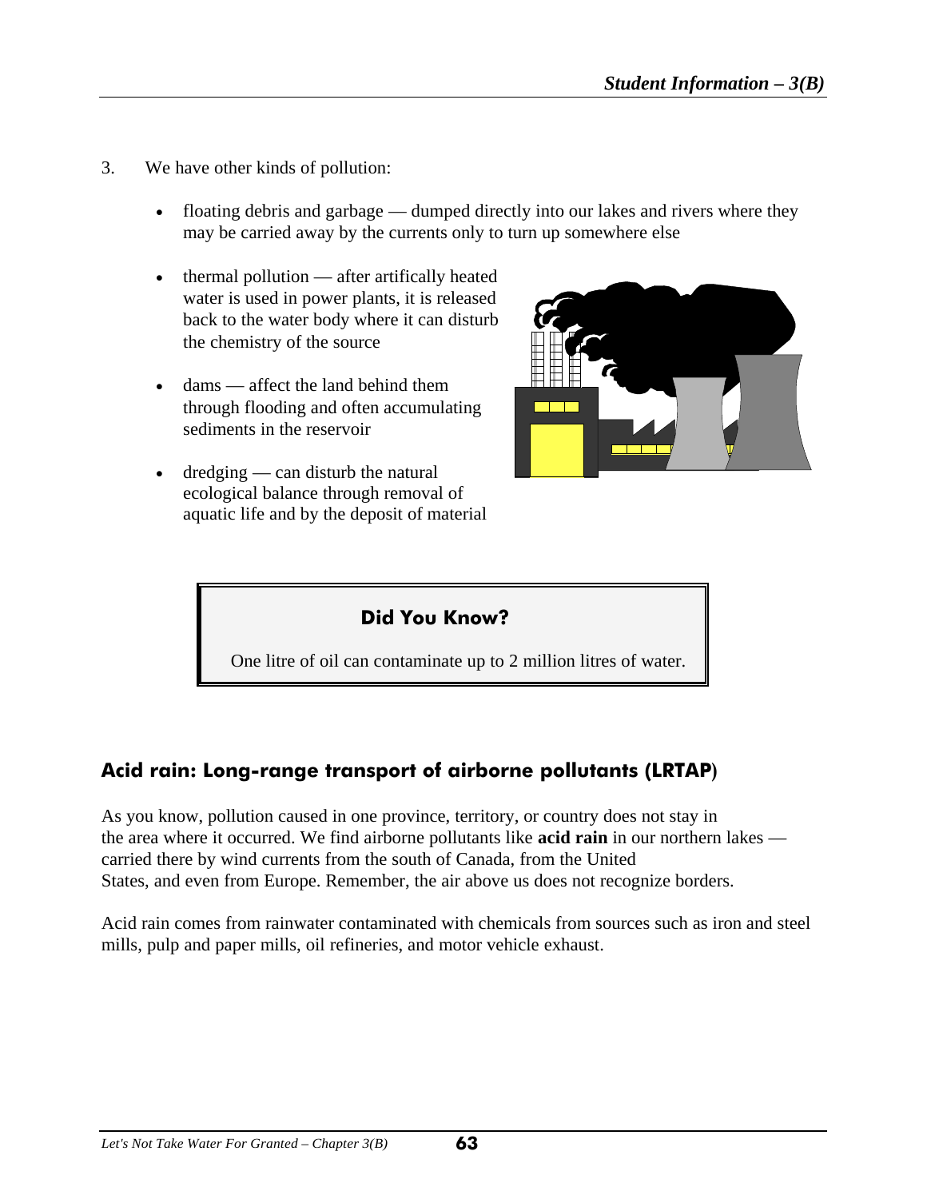3. We have other kinds of pollution:

   - floating debris and garbage — dumped directly into our lakes and rivers where they may be carried away by the currents only to turn up somewhere else
   - thermal pollution — after artificially heated water is used in power plants, it is released back to the water body where it can disturb the chemistry of the source
   - dams — affect the land behind them through flooding and often accumulating sediments in the reservoir
   - dredging — can disturb the natural ecological balance through removal of aquatic life and by the deposit of material

> **Did You Know?**
>
> One litre of oil can contaminate up to 2 million litres of water.

## Acid rain: Long-range transport of airborne pollutants (LRTAP)

As you know, pollution caused in one province, territory, or country does not stay in the area where it occurred. We find airborne pollutants like **acid rain** in our northern lakes — carried there by wind currents from the south of Canada, from the United States, and even from Europe. Remember, the air above us does not recognize borders.

Acid rain comes from rainwater contaminated with chemicals from sources such as iron and steel mills, pulp and paper mills, oil refineries, and motor vehicle exhaust.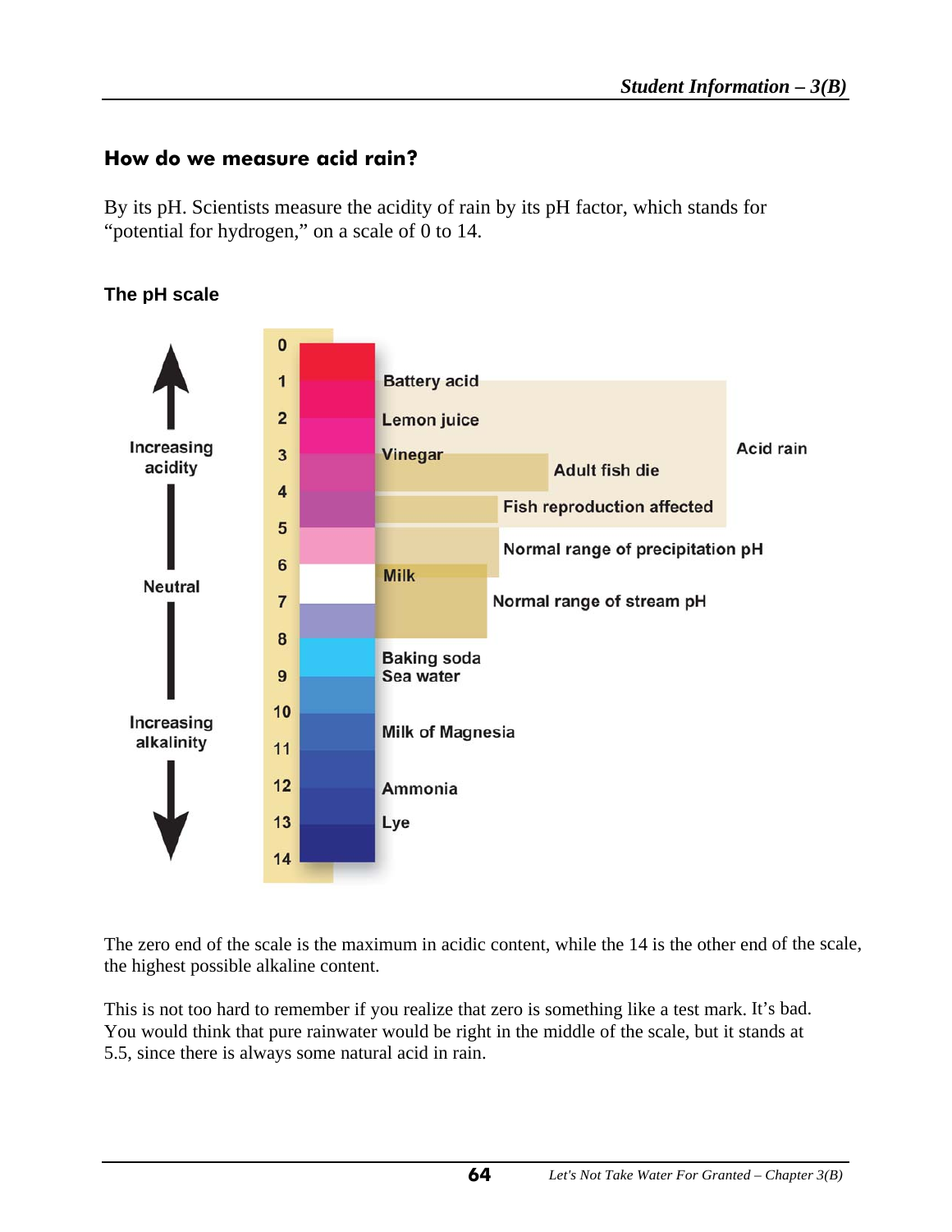## How do we measure acid rain?

By its pH. Scientists measure the acidity of rain by its pH factor, which stands for "potential for hydrogen," on a scale of 0 to 14.

### The pH scale

Increasing acidity

Neutral

Increasing alkalinity

0
1 Battery acid
2 Lemon juice
3 Vinegar
4
5
6 Milk
7
8 Baking soda
9 Sea water
10 Milk of Magnesia
11
12 Ammonia
13 Lye
14

Acid rain

Adult fish die

Fish reproduction affected

Normal range of precipitation pH

Normal range of stream pH

The zero end of the scale is the maximum in acidic content, while the 14 is the other end of the scale, the highest possible alkaline content.

This is not too hard to remember if you realize that zero is something like a test mark. It's bad. You would think that pure rainwater would be right in the middle of the scale, but it stands at 5.5, since there is always some natural acid in rain.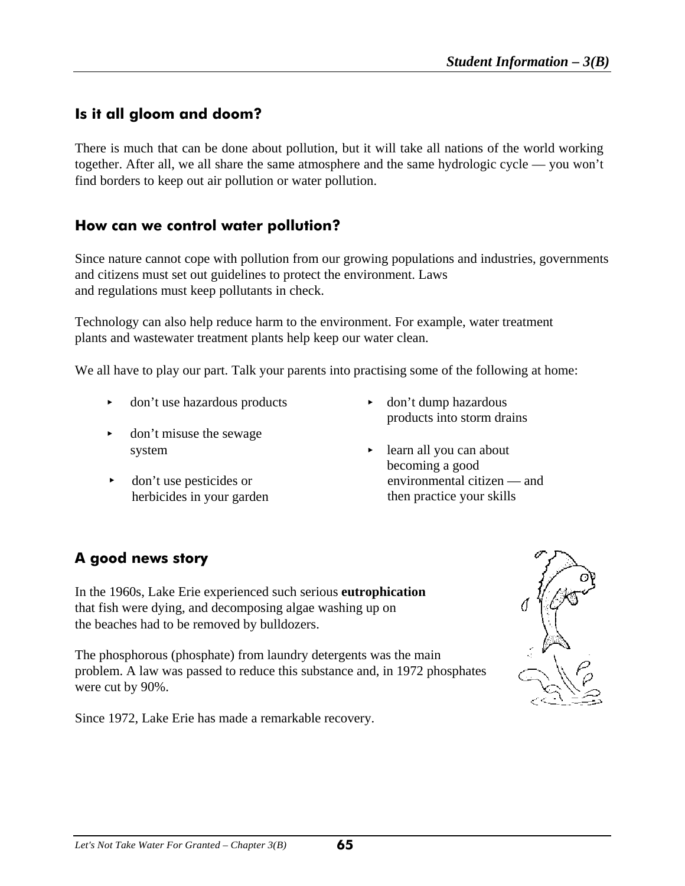## Is it all gloom and doom?

There is much that can be done about pollution, but it will take all nations of the world working together. After all, we all share the same atmosphere and the same hydrologic cycle — you won't find borders to keep out air pollution or water pollution.

## How can we control water pollution?

Since nature cannot cope with pollution from our growing populations and industries, governments and citizens must set out guidelines to protect the environment. Laws and regulations must keep pollutants in check.

Technology can also help reduce harm to the environment. For example, water treatment plants and wastewater treatment plants help keep our water clean.

We all have to play our part. Talk your parents into practising some of the following at home:

- don't use hazardous products
- don't misuse the sewage system
- don't use pesticides or herbicides in your garden
- don't dump hazardous products into storm drains
- learn all you can about becoming a good environmental citizen — and then practice your skills

## A good news story

In the 1960s, Lake Erie experienced such serious **eutrophication** that fish were dying, and decomposing algae washing up on the beaches had to be removed by bulldozers.

The phosphorous (phosphate) from laundry detergents was the main problem. A law was passed to reduce this substance and, in 1972 phosphates were cut by 90%.

Since 1972, Lake Erie has made a remarkable recovery.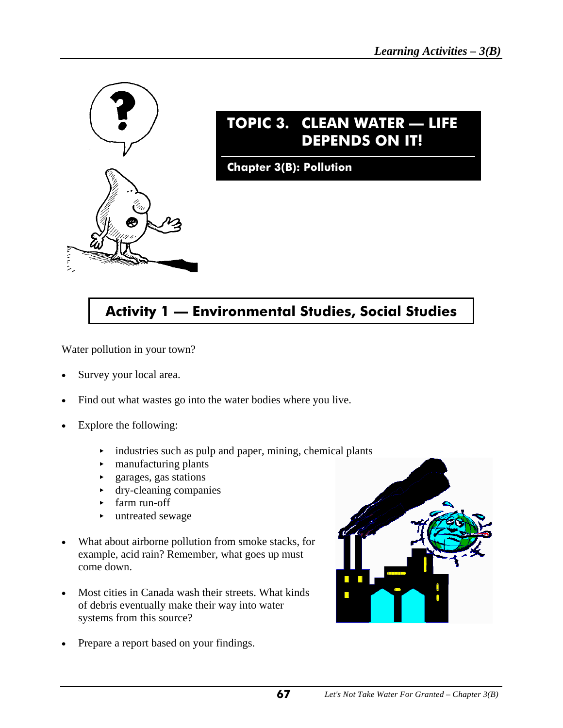# TOPIC 3. CLEAN WATER — LIFE DEPENDS ON IT!

## Chapter 3(B): Pollution

## Activity 1 — Environmental Studies, Social Studies

Water pollution in your town?

- Survey your local area.
- Find out what wastes go into the water bodies where you live.
- Explore the following:
  - industries such as pulp and paper, mining, chemical plants
  - manufacturing plants
  - garages, gas stations
  - dry-cleaning companies
  - farm run-off
  - untreated sewage
- What about airborne pollution from smoke stacks, for example, acid rain? Remember, what goes up must come down.
- Most cities in Canada wash their streets. What kinds of debris eventually make their way into water systems from this source?
- Prepare a report based on your findings.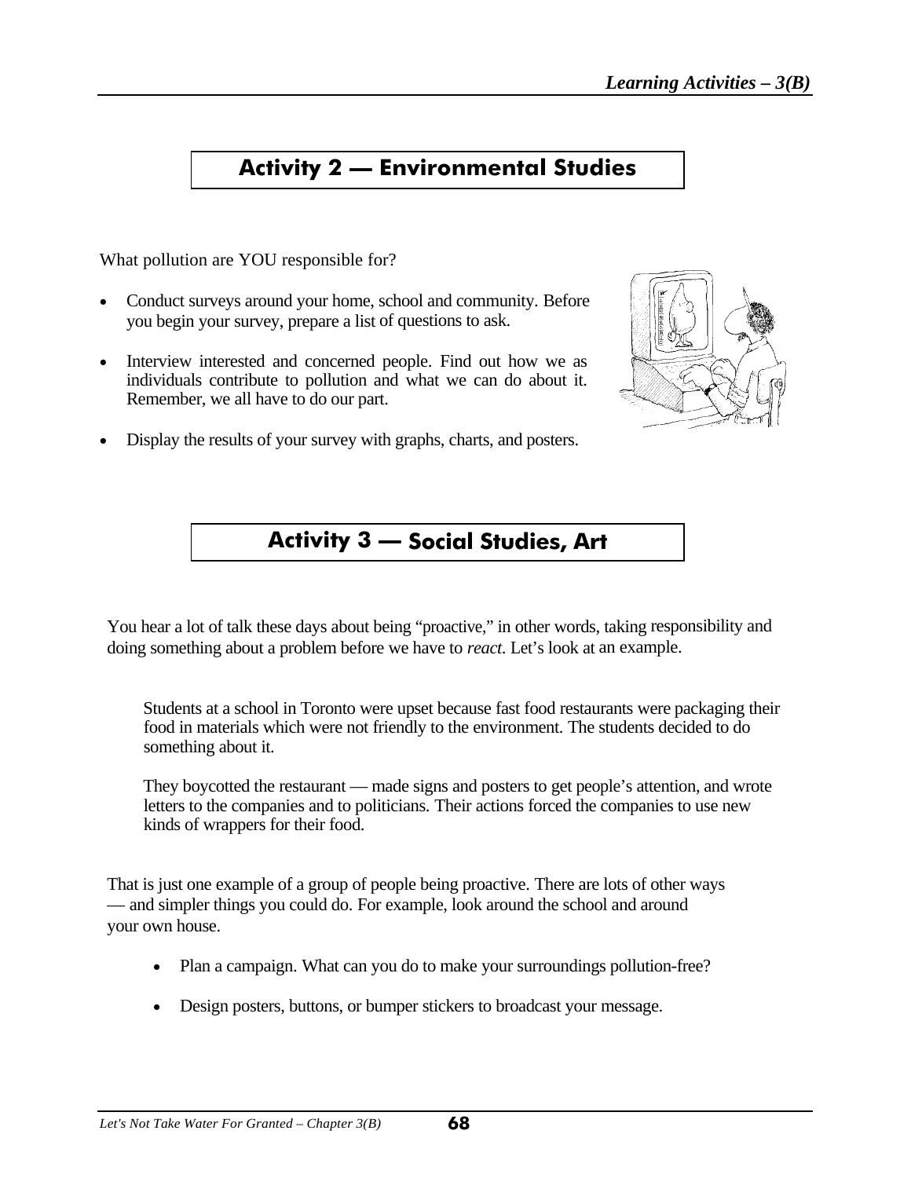## Activity 2 — Environmental Studies

What pollution are YOU responsible for?

- Conduct surveys around your home, school and community. Before you begin your survey, prepare a list of questions to ask.
- Interview interested and concerned people. Find out how we as individuals contribute to pollution and what we can do about it. Remember, we all have to do our part.
- Display the results of your survey with graphs, charts, and posters.

## Activity 3 — Social Studies, Art

You hear a lot of talk these days about being "proactive," in other words, taking responsibility and doing something about a problem before we have to *react*. Let's look at an example.

> Students at a school in Toronto were upset because fast food restaurants were packaging their food in materials which were not friendly to the environment. The students decided to do something about it.
>
> They boycotted the restaurant — made signs and posters to get people's attention, and wrote letters to the companies and to politicians. Their actions forced the companies to use new kinds of wrappers for their food.

That is just one example of a group of people being proactive. There are lots of other ways — and simpler things you could do. For example, look around the school and around your own house.

- Plan a campaign. What can you do to make your surroundings pollution-free?
- Design posters, buttons, or bumper stickers to broadcast your message.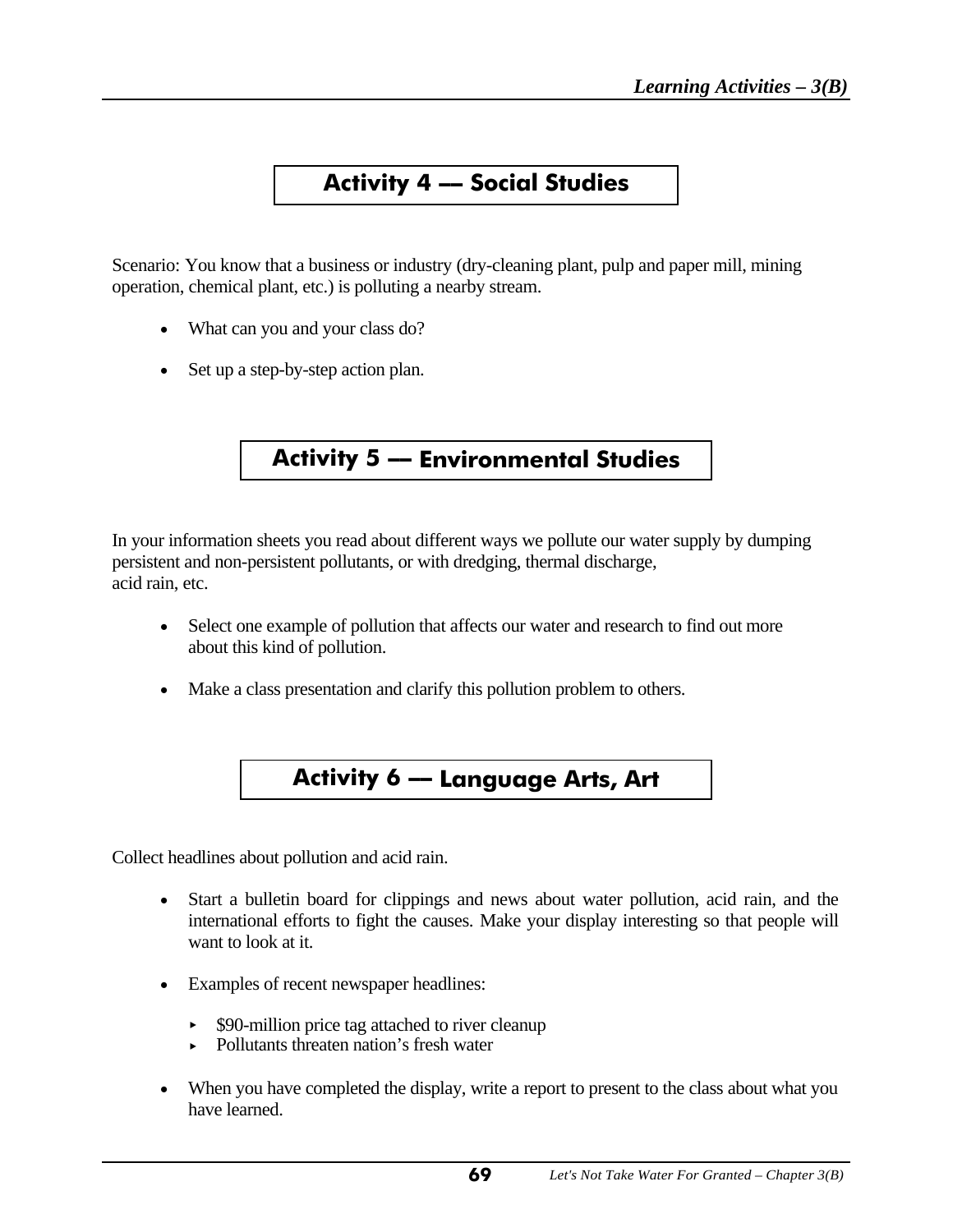## Activity 4 — Social Studies

Scenario: You know that a business or industry (dry-cleaning plant, pulp and paper mill, mining operation, chemical plant, etc.) is polluting a nearby stream.

- What can you and your class do?
- Set up a step-by-step action plan.

## Activity 5 — Environmental Studies

In your information sheets you read about different ways we pollute our water supply by dumping persistent and non-persistent pollutants, or with dredging, thermal discharge, acid rain, etc.

- Select one example of pollution that affects our water and research to find out more about this kind of pollution.
- Make a class presentation and clarify this pollution problem to others.

## Activity 6 — Language Arts, Art

Collect headlines about pollution and acid rain.

- Start a bulletin board for clippings and news about water pollution, acid rain, and the international efforts to fight the causes. Make your display interesting so that people will want to look at it.
- Examples of recent newspaper headlines:
  - $90-million price tag attached to river cleanup
  - Pollutants threaten nation's fresh water
- When you have completed the display, write a report to present to the class about what you have learned.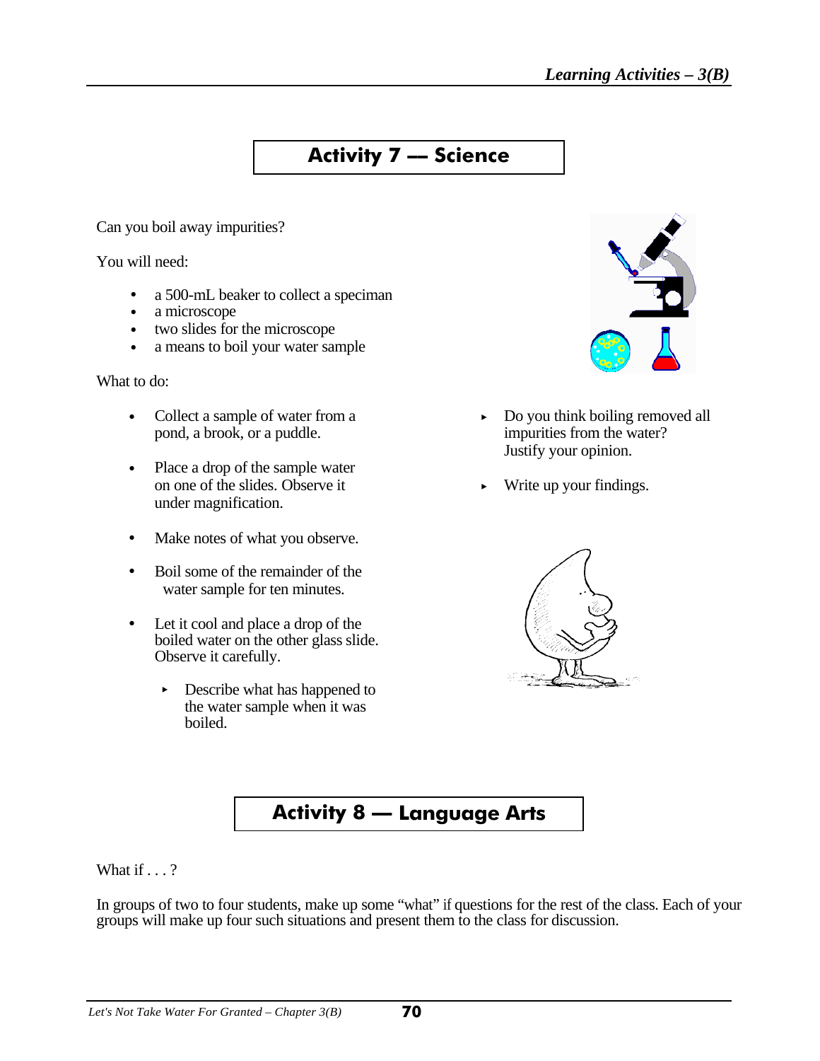## Activity 7 — Science

Can you boil away impurities?

You will need:

- a 500-mL beaker to collect a speciman
- a microscope
- two slides for the microscope
- a means to boil your water sample

What to do:

- Collect a sample of water from a pond, a brook, or a puddle.
- Place a drop of the sample water on one of the slides. Observe it under magnification.
- Make notes of what you observe.
- Boil some of the remainder of the water sample for ten minutes.
- Let it cool and place a drop of the boiled water on the other glass slide. Observe it carefully.
  - Describe what has happened to the water sample when it was boiled.
  - Do you think boiling removed all impurities from the water? Justify your opinion.
  - Write up your findings.

## Activity 8 — Language Arts

What if . . . ?

In groups of two to four students, make up some "what" if questions for the rest of the class. Each of your groups will make up four such situations and present them to the class for discussion.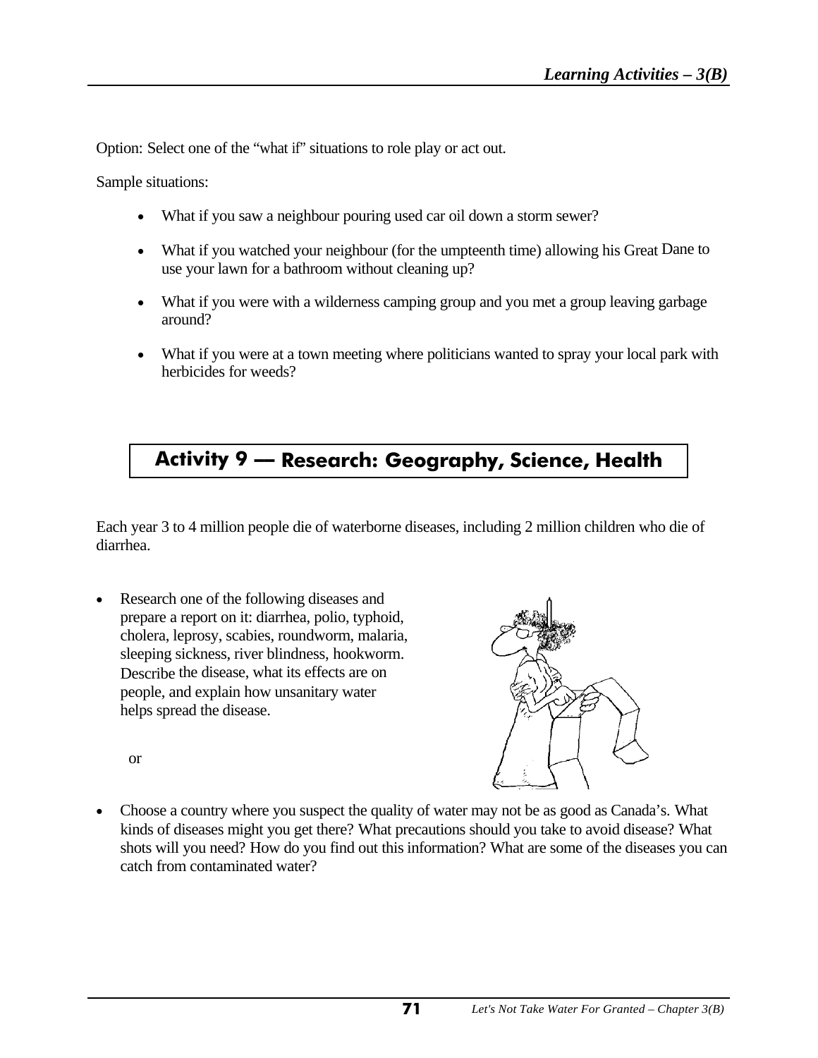Option: Select one of the "what if" situations to role play or act out.

Sample situations:

- What if you saw a neighbour pouring used car oil down a storm sewer?
- What if you watched your neighbour (for the umpteenth time) allowing his Great Dane to use your lawn for a bathroom without cleaning up?
- What if you were with a wilderness camping group and you met a group leaving garbage around?
- What if you were at a town meeting where politicians wanted to spray your local park with herbicides for weeds?

## Activity 9 — Research: Geography, Science, Health

Each year 3 to 4 million people die of waterborne diseases, including 2 million children who die of diarrhea.

- Research one of the following diseases and prepare a report on it: diarrhea, polio, typhoid, cholera, leprosy, scabies, roundworm, malaria, sleeping sickness, river blindness, hookworm. Describe the disease, what its effects are on people, and explain how unsanitary water helps spread the disease.

  or

- Choose a country where you suspect the quality of water may not be as good as Canada's. What kinds of diseases might you get there? What precautions should you take to avoid disease? What shots will you need? How do you find out this information? What are some of the diseases you can catch from contaminated water?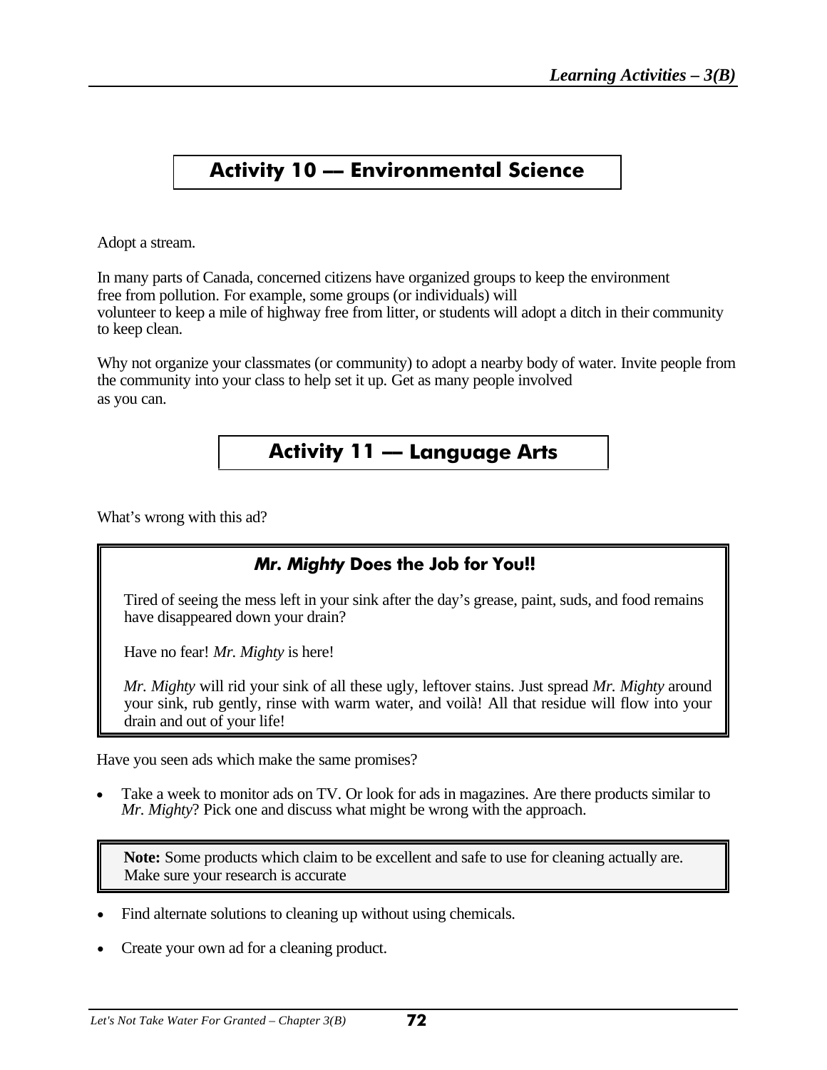## Activity 10 — Environmental Science

Adopt a stream.

In many parts of Canada, concerned citizens have organized groups to keep the environment free from pollution. For example, some groups (or individuals) will volunteer to keep a mile of highway free from litter, or students will adopt a ditch in their community to keep clean.

Why not organize your classmates (or community) to adopt a nearby body of water. Invite people from the community into your class to help set it up. Get as many people involved as you can.

## Activity 11 — Language Arts

What's wrong with this ad?

> ### *Mr. Mighty* Does the Job for You!!
>
> Tired of seeing the mess left in your sink after the day's grease, paint, suds, and food remains have disappeared down your drain?
>
> Have no fear! *Mr. Mighty* is here!
>
> *Mr. Mighty* will rid your sink of all these ugly, leftover stains. Just spread *Mr. Mighty* around your sink, rub gently, rinse with warm water, and voilà! All that residue will flow into your drain and out of your life!

Have you seen ads which make the same promises?

- Take a week to monitor ads on TV. Or look for ads in magazines. Are there products similar to *Mr. Mighty*? Pick one and discuss what might be wrong with the approach.

> **Note:** Some products which claim to be excellent and safe to use for cleaning actually are. Make sure your research is accurate

- Find alternate solutions to cleaning up without using chemicals.

- Create your own ad for a cleaning product.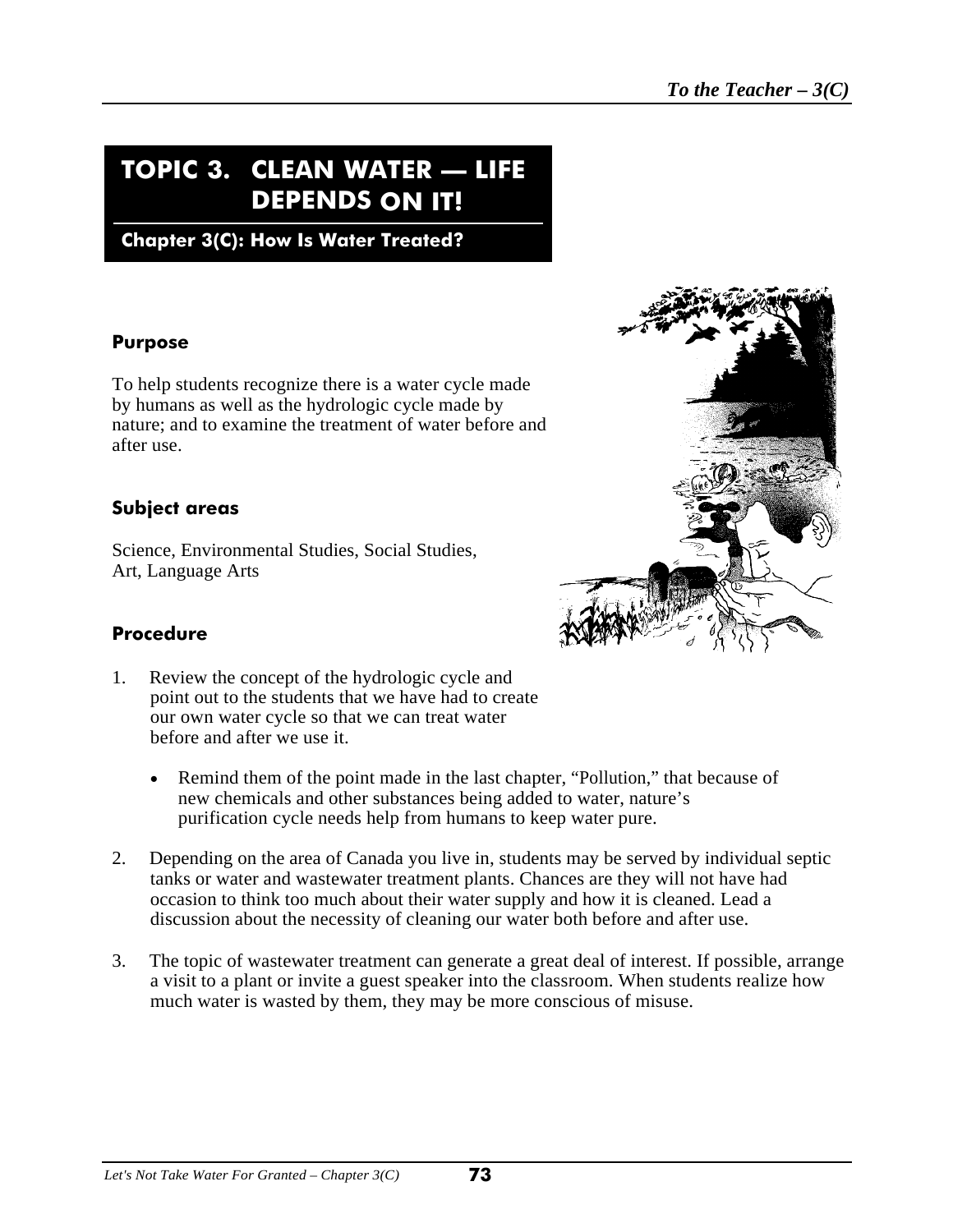# TOPIC 3. CLEAN WATER — LIFE DEPENDS ON IT!

## Chapter 3(C): How Is Water Treated?

### Purpose

To help students recognize there is a water cycle made by humans as well as the hydrologic cycle made by nature; and to examine the treatment of water before and after use.

### Subject areas

Science, Environmental Studies, Social Studies, Art, Language Arts

### Procedure

1. Review the concept of the hydrologic cycle and point out to the students that we have had to create our own water cycle so that we can treat water before and after we use it.

   - Remind them of the point made in the last chapter, "Pollution," that because of new chemicals and other substances being added to water, nature's purification cycle needs help from humans to keep water pure.

2. Depending on the area of Canada you live in, students may be served by individual septic tanks or water and wastewater treatment plants. Chances are they will not have had occasion to think too much about their water supply and how it is cleaned. Lead a discussion about the necessity of cleaning our water both before and after use.

3. The topic of wastewater treatment can generate a great deal of interest. If possible, arrange a visit to a plant or invite a guest speaker into the classroom. When students realize how much water is wasted by them, they may be more conscious of misuse.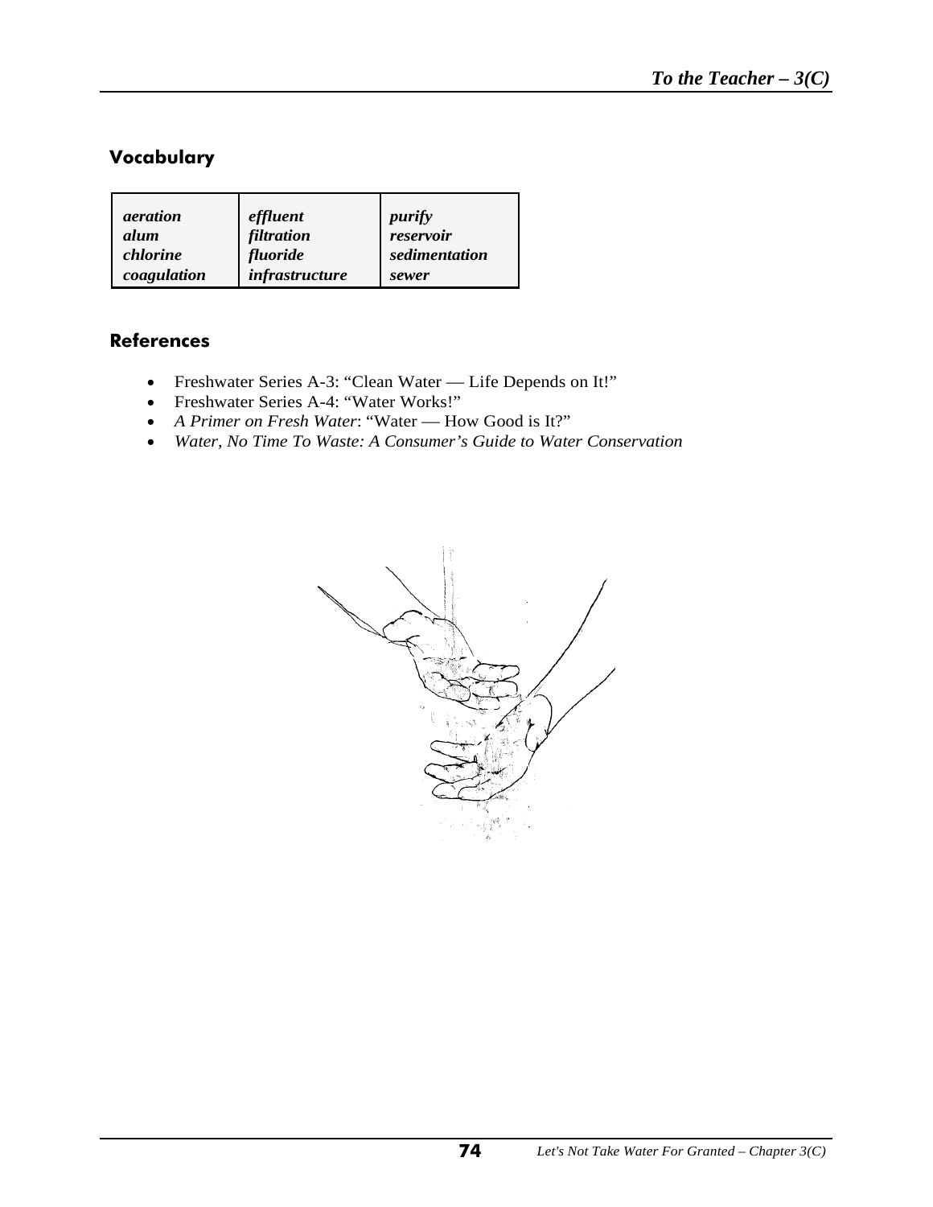## Vocabulary

| | | |
|---|---|---|
| *aeration* | *effluent* | *purify* |
| *alum* | *filtration* | *reservoir* |
| *chlorine* | *fluoride* | *sedimentation* |
| *coagulation* | *infrastructure* | *sewer* |

## References

- Freshwater Series A-3: "Clean Water — Life Depends on It!"
- Freshwater Series A-4: "Water Works!"
- *A Primer on Fresh Water*: "Water — How Good is It?"
- *Water, No Time To Waste: A Consumer's Guide to Water Conservation*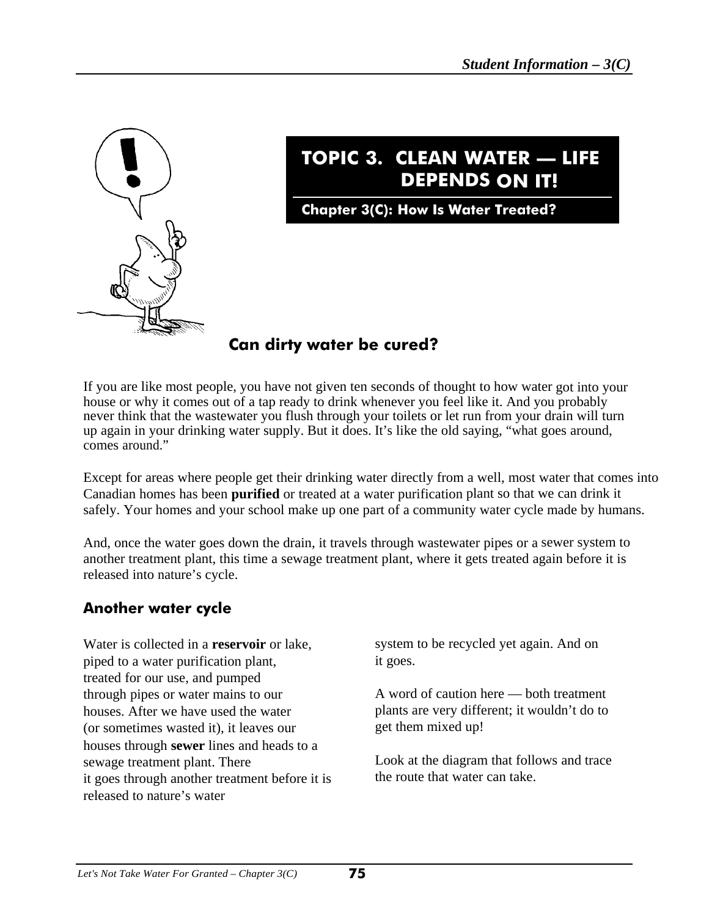# TOPIC 3. CLEAN WATER — LIFE DEPENDS ON IT!

## Chapter 3(C): How Is Water Treated?

### Can dirty water be cured?

If you are like most people, you have not given ten seconds of thought to how water got into your house or why it comes out of a tap ready to drink whenever you feel like it. And you probably never think that the wastewater you flush through your toilets or let run from your drain will turn up again in your drinking water supply. But it does. It's like the old saying, "what goes around, comes around."

Except for areas where people get their drinking water directly from a well, most water that comes into Canadian homes has been **purified** or treated at a water purification plant so that we can drink it safely. Your homes and your school make up one part of a community water cycle made by humans.

And, once the water goes down the drain, it travels through wastewater pipes or a sewer system to another treatment plant, this time a sewage treatment plant, where it gets treated again before it is released into nature's cycle.

### Another water cycle

Water is collected in a **reservoir** or lake, piped to a water purification plant, treated for our use, and pumped through pipes or water mains to our houses. After we have used the water (or sometimes wasted it), it leaves our houses through **sewer** lines and heads to a sewage treatment plant. There it goes through another treatment before it is released to nature's water system to be recycled yet again. And on it goes.

A word of caution here — both treatment plants are very different; it wouldn't do to get them mixed up!

Look at the diagram that follows and trace the route that water can take.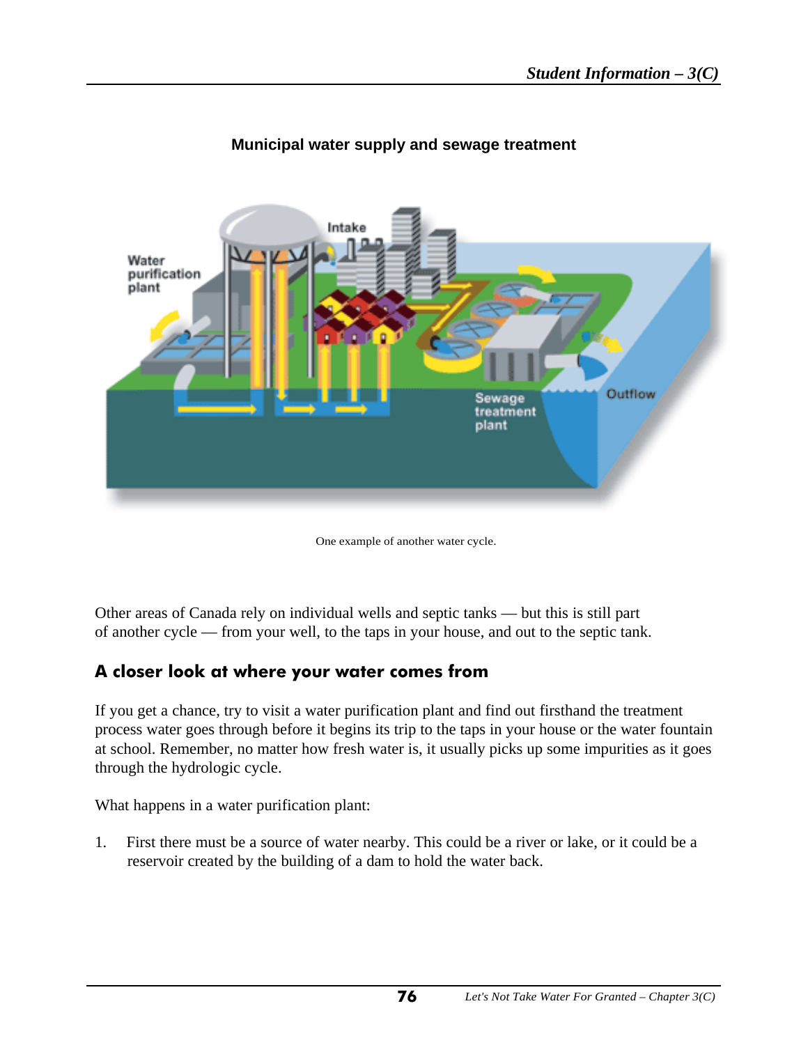**Municipal water supply and sewage treatment**

One example of another water cycle.

Other areas of Canada rely on individual wells and septic tanks — but this is still part of another cycle — from your well, to the taps in your house, and out to the septic tank.

## A closer look at where your water comes from

If you get a chance, try to visit a water purification plant and find out firsthand the treatment process water goes through before it begins its trip to the taps in your house or the water fountain at school. Remember, no matter how fresh water is, it usually picks up some impurities as it goes through the hydrologic cycle.

What happens in a water purification plant:

1. First there must be a source of water nearby. This could be a river or lake, or it could be a reservoir created by the building of a dam to hold the water back.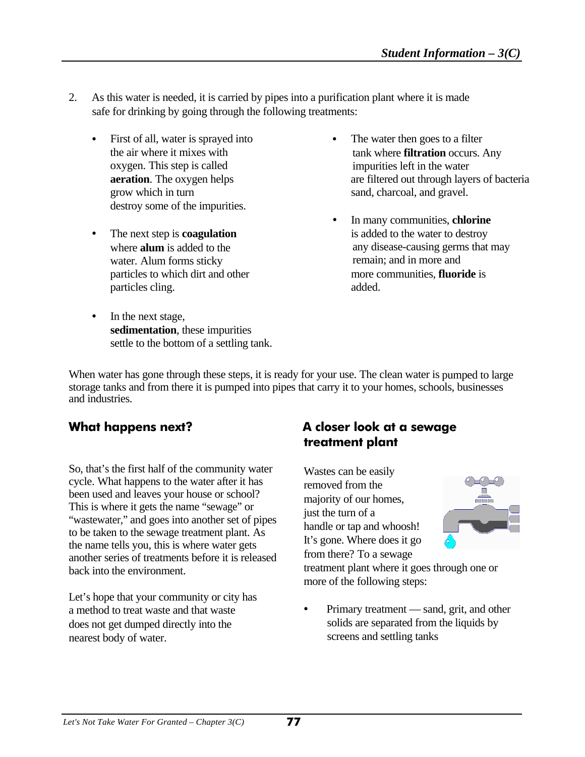2. As this water is needed, it is carried by pipes into a purification plant where it is made safe for drinking by going through the following treatments:

   - First of all, water is sprayed into the air where it mixes with oxygen. This step is called **aeration**. The oxygen helps grow which in turn destroy some of the impurities.
   - The next step is **coagulation** where **alum** is added to the water. Alum forms sticky particles to which dirt and other particles cling.
   - In the next stage, **sedimentation**, these impurities settle to the bottom of a settling tank.
   - The water then goes to a filter tank where **filtration** occurs. Any impurities left in the water are filtered out through layers of bacteria sand, charcoal, and gravel.
   - In many communities, **chlorine** is added to the water to destroy any disease-causing germs that may remain; and in more and more communities, **fluoride** is added.

When water has gone through these steps, it is ready for your use. The clean water is pumped to large storage tanks and from there it is pumped into pipes that carry it to your homes, schools, businesses and industries.

## What happens next?

So, that's the first half of the community water cycle. What happens to the water after it has been used and leaves your house or school? This is where it gets the name "sewage" or "wastewater," and goes into another set of pipes to be taken to the sewage treatment plant. As the name tells you, this is where water gets another series of treatments before it is released back into the environment.

Let's hope that your community or city has a method to treat waste and that waste does not get dumped directly into the nearest body of water.

## A closer look at a sewage treatment plant

Wastes can be easily removed from the majority of our homes, just the turn of a handle or tap and whoosh! It's gone. Where does it go from there? To a sewage treatment plant where it goes through one or more of the following steps:

- Primary treatment — sand, grit, and other solids are separated from the liquids by screens and settling tanks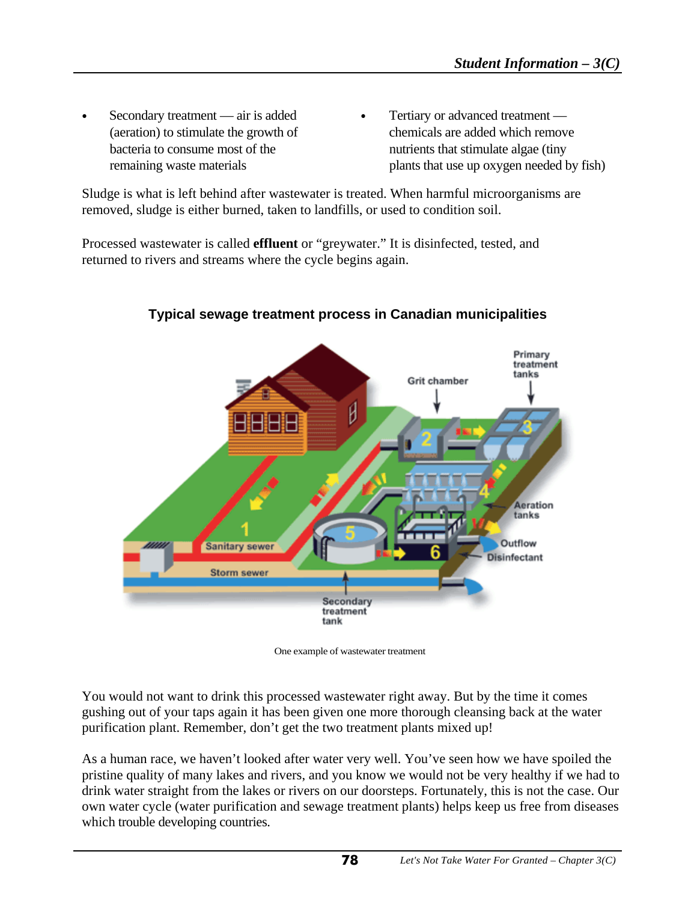- Secondary treatment — air is added (aeration) to stimulate the growth of bacteria to consume most of the remaining waste materials
- Tertiary or advanced treatment — chemicals are added which remove nutrients that stimulate algae (tiny plants that use up oxygen needed by fish)

Sludge is what is left behind after wastewater is treated. When harmful microorganisms are removed, sludge is either burned, taken to landfills, or used to condition soil.

Processed wastewater is called **effluent** or "greywater." It is disinfected, tested, and returned to rivers and streams where the cycle begins again.

**Typical sewage treatment process in Canadian municipalities**

One example of wastewater treatment

You would not want to drink this processed wastewater right away. But by the time it comes gushing out of your taps again it has been given one more thorough cleansing back at the water purification plant. Remember, don't get the two treatment plants mixed up!

As a human race, we haven't looked after water very well. You've seen how we have spoiled the pristine quality of many lakes and rivers, and you know we would not be very healthy if we had to drink water straight from the lakes or rivers on our doorsteps. Fortunately, this is not the case. Our own water cycle (water purification and sewage treatment plants) helps keep us free from diseases which trouble developing countries.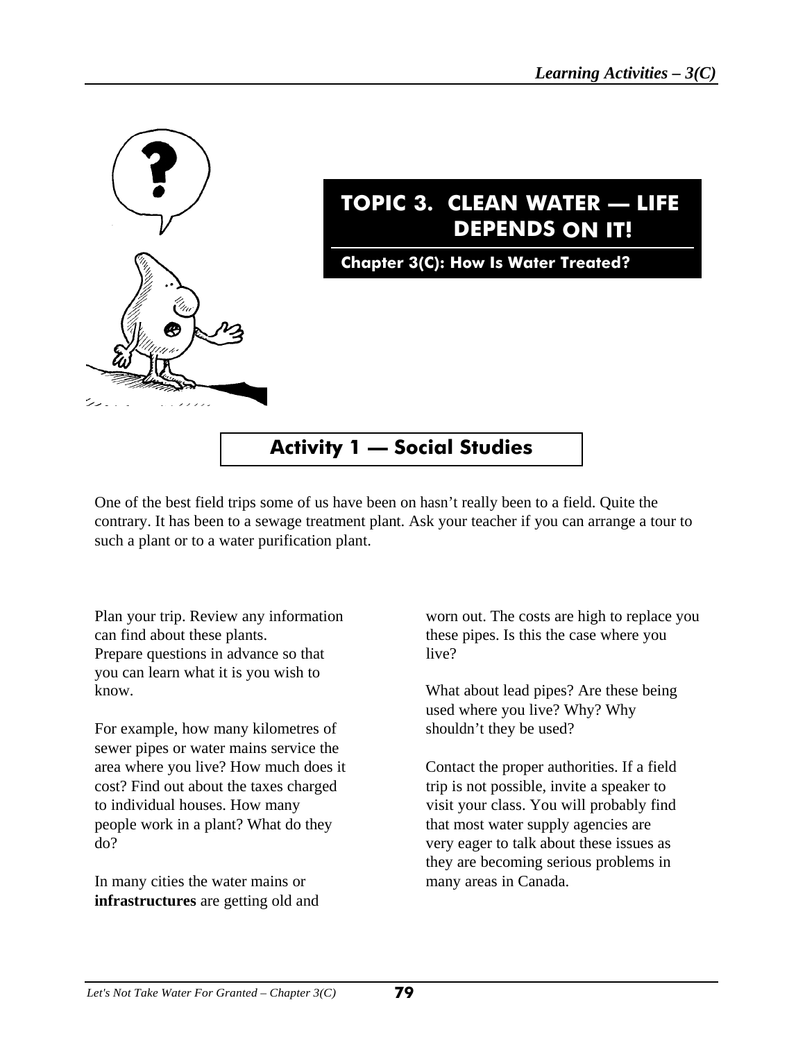# TOPIC 3. CLEAN WATER — LIFE DEPENDS ON IT!

## Chapter 3(C): How Is Water Treated?

## Activity 1 — Social Studies

One of the best field trips some of us have been on hasn't really been to a field. Quite the contrary. It has been to a sewage treatment plant. Ask your teacher if you can arrange a tour to such a plant or to a water purification plant.

Plan your trip. Review any information can find about these plants. Prepare questions in advance so that you can learn what it is you wish to know.

For example, how many kilometres of sewer pipes or water mains service the area where you live? How much does it cost? Find out about the taxes charged to individual houses. How many people work in a plant? What do they do?

In many cities the water mains or **infrastructures** are getting old and worn out. The costs are high to replace you these pipes. Is this the case where you live?

What about lead pipes? Are these being used where you live? Why? Why shouldn't they be used?

Contact the proper authorities. If a field trip is not possible, invite a speaker to visit your class. You will probably find that most water supply agencies are very eager to talk about these issues as they are becoming serious problems in many areas in Canada.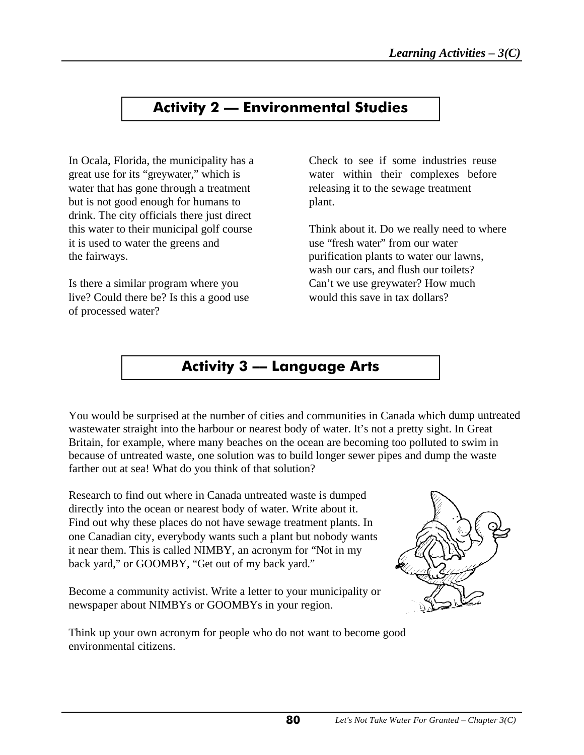## Activity 2 — Environmental Studies

In Ocala, Florida, the municipality has a great use for its "greywater," which is water that has gone through a treatment but is not good enough for humans to drink. The city officials there just direct this water to their municipal golf course where it is used to water the greens and the fairways.

Is there a similar program where you live? Could there be? Is this a good use of processed water?

Check to see if some industries reuse water within their complexes before releasing it to the sewage treatment plant.

Think about it. Do we really need to use "fresh water" from our water purification plants to water our lawns, wash our cars, and flush our toilets? Can't we use greywater? How much would this save in tax dollars?

## Activity 3 — Language Arts

You would be surprised at the number of cities and communities in Canada which dump untreated wastewater straight into the harbour or nearest body of water. It's not a pretty sight. In Great Britain, for example, where many beaches on the ocean are becoming too polluted to swim in because of untreated waste, one solution was to build longer sewer pipes and dump the waste farther out at sea! What do you think of that solution?

Research to find out where in Canada untreated waste is dumped directly into the ocean or nearest body of water. Write about it. Find out why these places do not have sewage treatment plants. In one Canadian city, everybody wants such a plant but nobody wants it near them. This is called NIMBY, an acronym for "Not in my back yard," or GOOMBY, "Get out of my back yard."

Become a community activist. Write a letter to your municipality or newspaper about NIMBYs or GOOMBYs in your region.

Think up your own acronym for people who do not want to become good environmental citizens.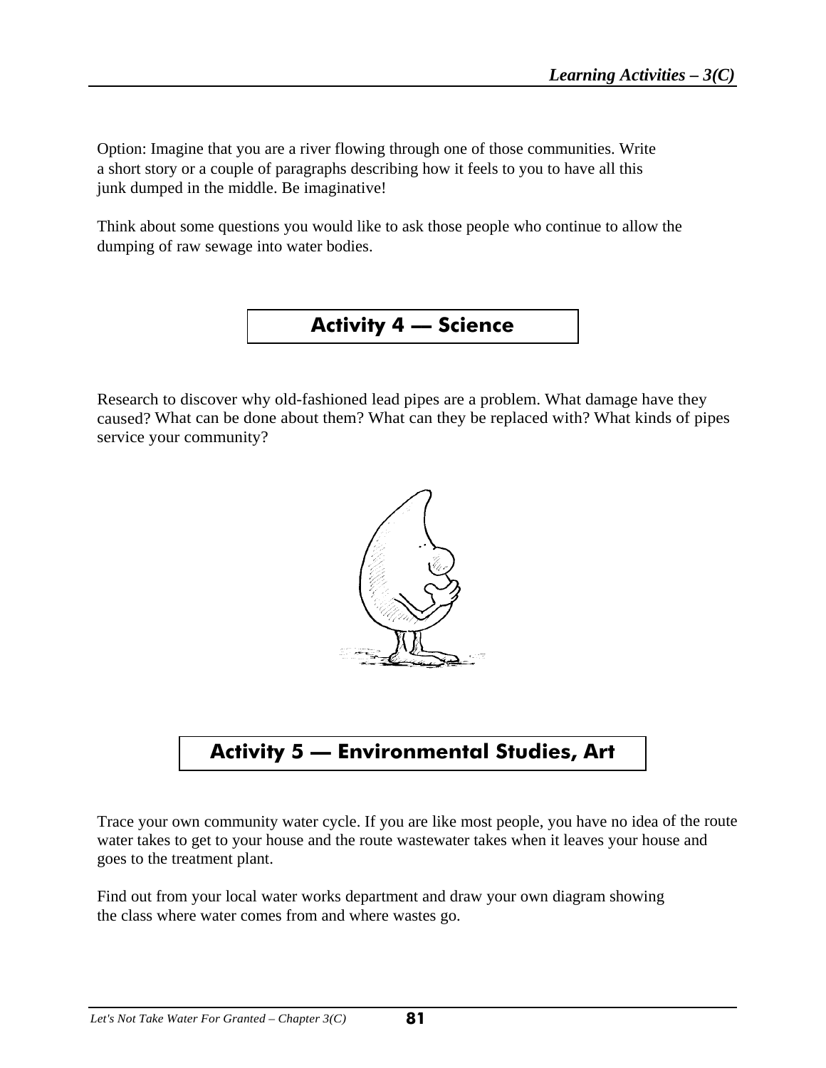Option: Imagine that you are a river flowing through one of those communities. Write a short story or a couple of paragraphs describing how it feels to you to have all this junk dumped in the middle. Be imaginative!

Think about some questions you would like to ask those people who continue to allow the dumping of raw sewage into water bodies.

## Activity 4 — Science

Research to discover why old-fashioned lead pipes are a problem. What damage have they caused? What can be done about them? What can they be replaced with? What kinds of pipes service your community?

## Activity 5 — Environmental Studies, Art

Trace your own community water cycle. If you are like most people, you have no idea of the route water takes to get to your house and the route wastewater takes when it leaves your house and goes to the treatment plant.

Find out from your local water works department and draw your own diagram showing the class where water comes from and where wastes go.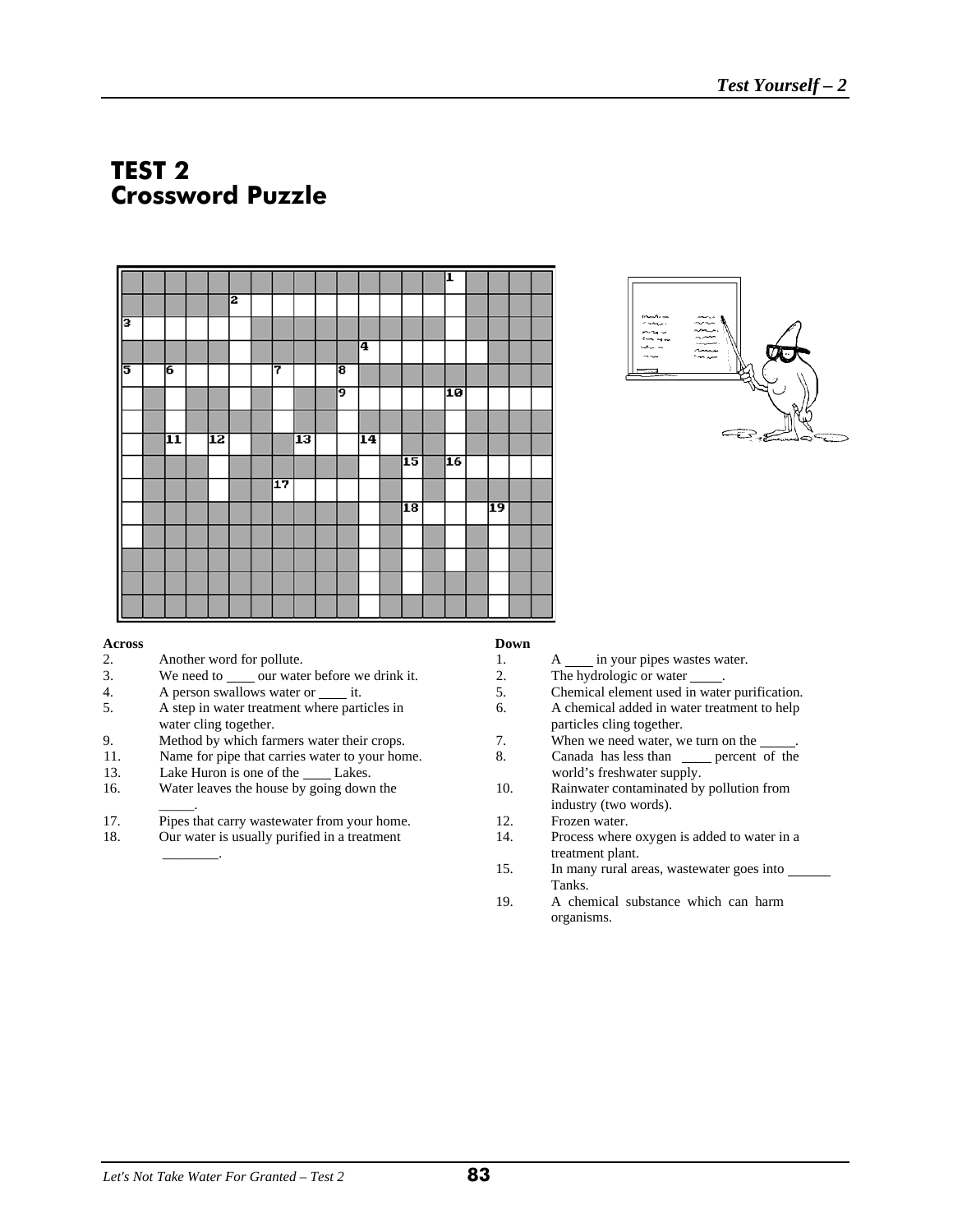# TEST 2
# Crossword Puzzle

**Across**

2. Another word for pollute.
3. We need to ____ our water before we drink it.
4. A person swallows water or ____ it.
5. A step in water treatment where particles in water cling together.
9. Method by which farmers water their crops.
11. Name for pipe that carries water to your home.
13. Lake Huron is one of the ____ Lakes.
16. Water leaves the house by going down the _____.
17. Pipes that carry wastewater from your home.
18. Our water is usually purified in a treatment ________.

**Down**

1. A ____ in your pipes wastes water.
2. The hydrologic or water _____.
5. Chemical element used in water purification.
6. A chemical added in water treatment to help particles cling together.
7. When we need water, we turn on the _____.
8. Canada has less than ____ percent of the world's freshwater supply.
10. Rainwater contaminated by pollution from industry (two words).
12. Frozen water.
14. Process where oxygen is added to water in a treatment plant.
15. In many rural areas, wastewater goes into ______ Tanks.
19. A chemical substance which can harm organisms.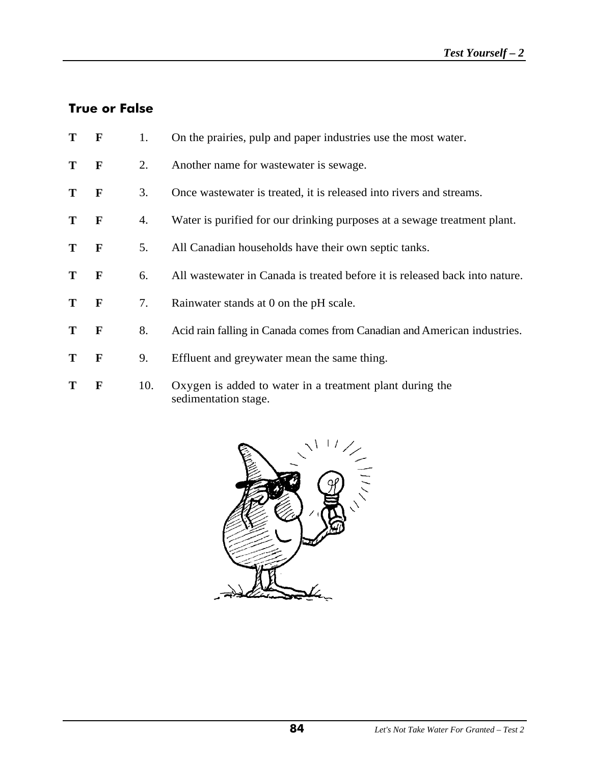## True or False

| | | | |
|---|---|---|---|
| **T** | **F** | 1. | On the prairies, pulp and paper industries use the most water. |
| **T** | **F** | 2. | Another name for wastewater is sewage. |
| **T** | **F** | 3. | Once wastewater is treated, it is released into rivers and streams. |
| **T** | **F** | 4. | Water is purified for our drinking purposes at a sewage treatment plant. |
| **T** | **F** | 5. | All Canadian households have their own septic tanks. |
| **T** | **F** | 6. | All wastewater in Canada is treated before it is released back into nature. |
| **T** | **F** | 7. | Rainwater stands at 0 on the pH scale. |
| **T** | **F** | 8. | Acid rain falling in Canada comes from Canadian and American industries. |
| **T** | **F** | 9. | Effluent and greywater mean the same thing. |
| **T** | **F** | 10. | Oxygen is added to water in a treatment plant during the sedimentation stage. |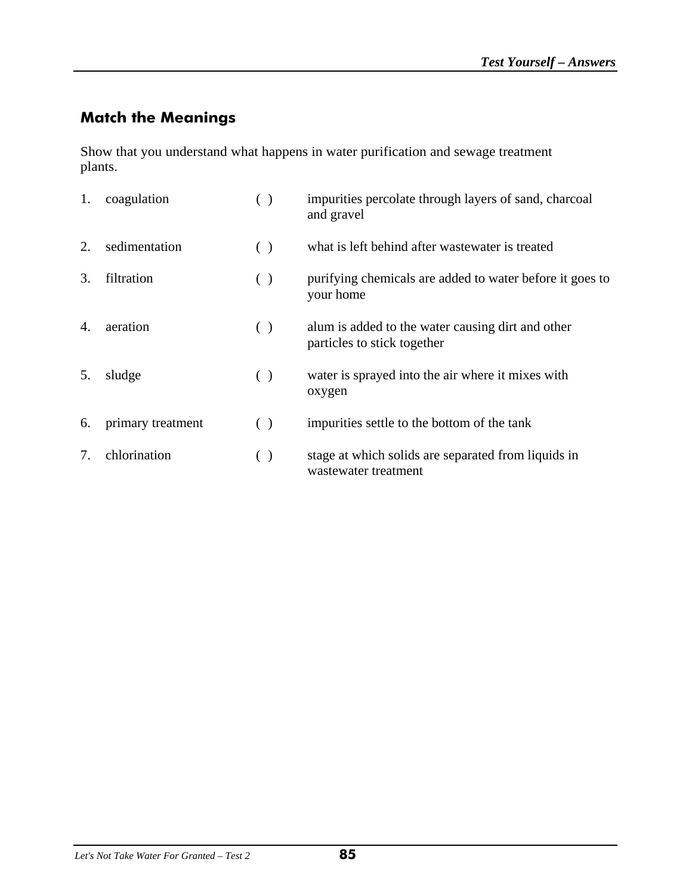## Match the Meanings

Show that you understand what happens in water purification and sewage treatment plants.

| | | | |
|---|---|---|---|
| 1. | coagulation | ( ) | impurities percolate through layers of sand, charcoal and gravel |
| 2. | sedimentation | ( ) | what is left behind after wastewater is treated |
| 3. | filtration | ( ) | purifying chemicals are added to water before it goes to your home |
| 4. | aeration | ( ) | alum is added to the water causing dirt and other particles to stick together |
| 5. | sludge | ( ) | water is sprayed into the air where it mixes with oxygen |
| 6. | primary treatment | ( ) | impurities settle to the bottom of the tank |
| 7. | chlorination | ( ) | stage at which solids are separated from liquids in wastewater treatment |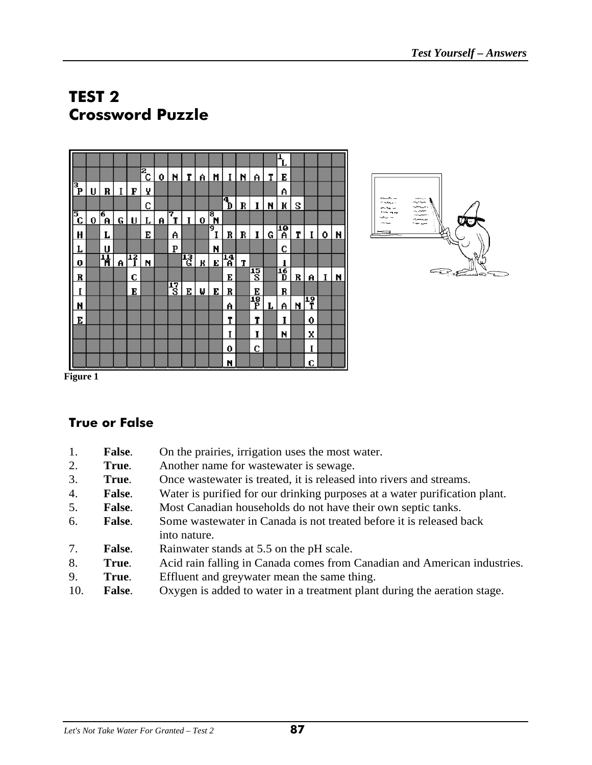# TEST 2
## Crossword Puzzle

Figure 1

### True or False

1. **False**. On the prairies, irrigation uses the most water.
2. **True**. Another name for wastewater is sewage.
3. **True**. Once wastewater is treated, it is released into rivers and streams.
4. **False**. Water is purified for our drinking purposes at a water purification plant.
5. **False**. Most Canadian households do not have their own septic tanks.
6. **False**. Some wastewater in Canada is not treated before it is released back into nature.
7. **False**. Rainwater stands at 5.5 on the pH scale.
8. **True**. Acid rain falling in Canada comes from Canadian and American industries.
9. **True**. Effluent and greywater mean the same thing.
10. **False**. Oxygen is added to water in a treatment plant during the aeration stage.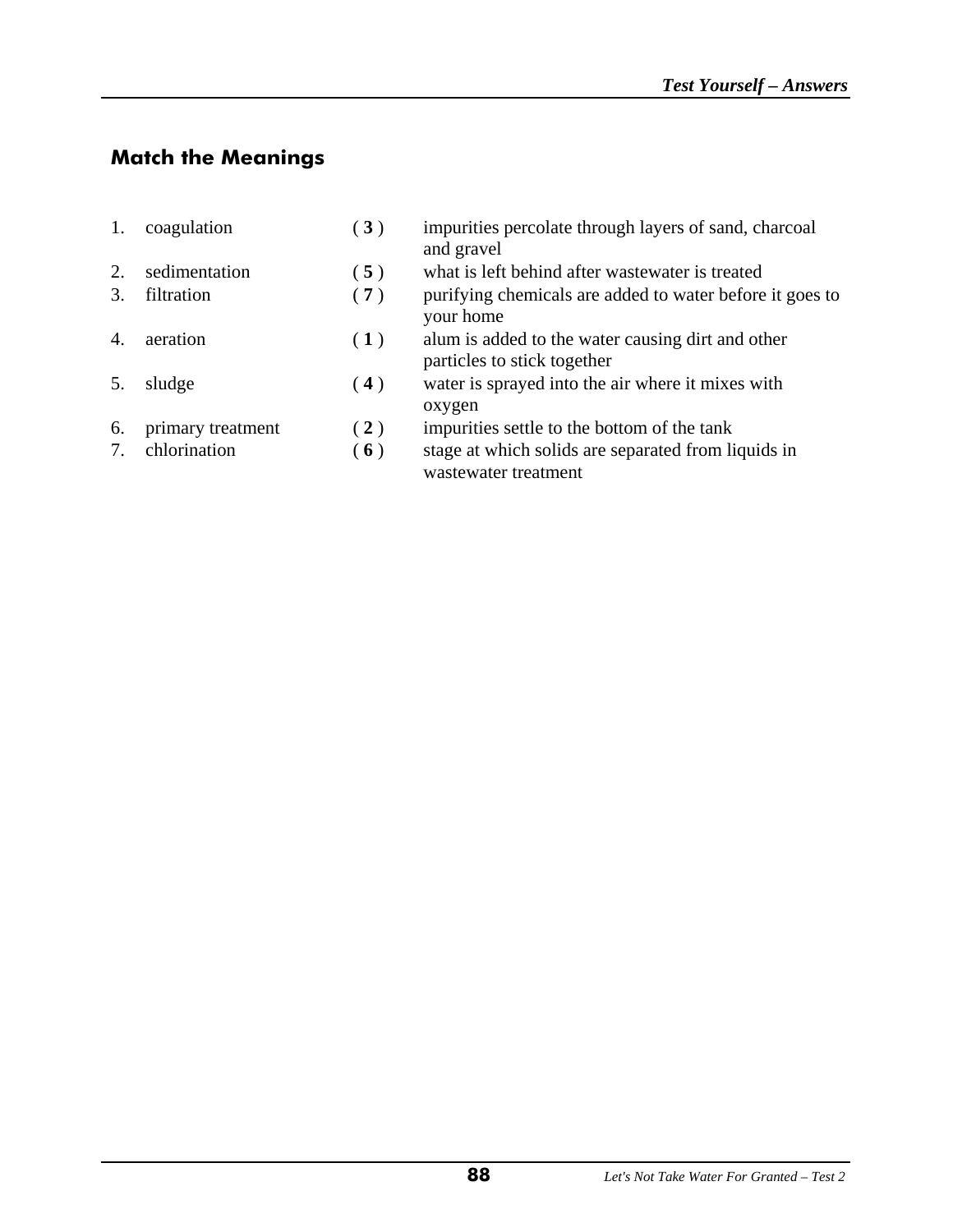## Match the Meanings

| | | | |
|---|---|---|---|
| 1. | coagulation | ( **3** ) | impurities percolate through layers of sand, charcoal and gravel |
| 2. | sedimentation | ( **5** ) | what is left behind after wastewater is treated |
| 3. | filtration | ( **7** ) | purifying chemicals are added to water before it goes to your home |
| 4. | aeration | ( **1** ) | alum is added to the water causing dirt and other particles to stick together |
| 5. | sludge | ( **4** ) | water is sprayed into the air where it mixes with oxygen |
| 6. | primary treatment | ( **2** ) | impurities settle to the bottom of the tank |
| 7. | chlorination | ( **6** ) | stage at which solids are separated from liquids in wastewater treatment |